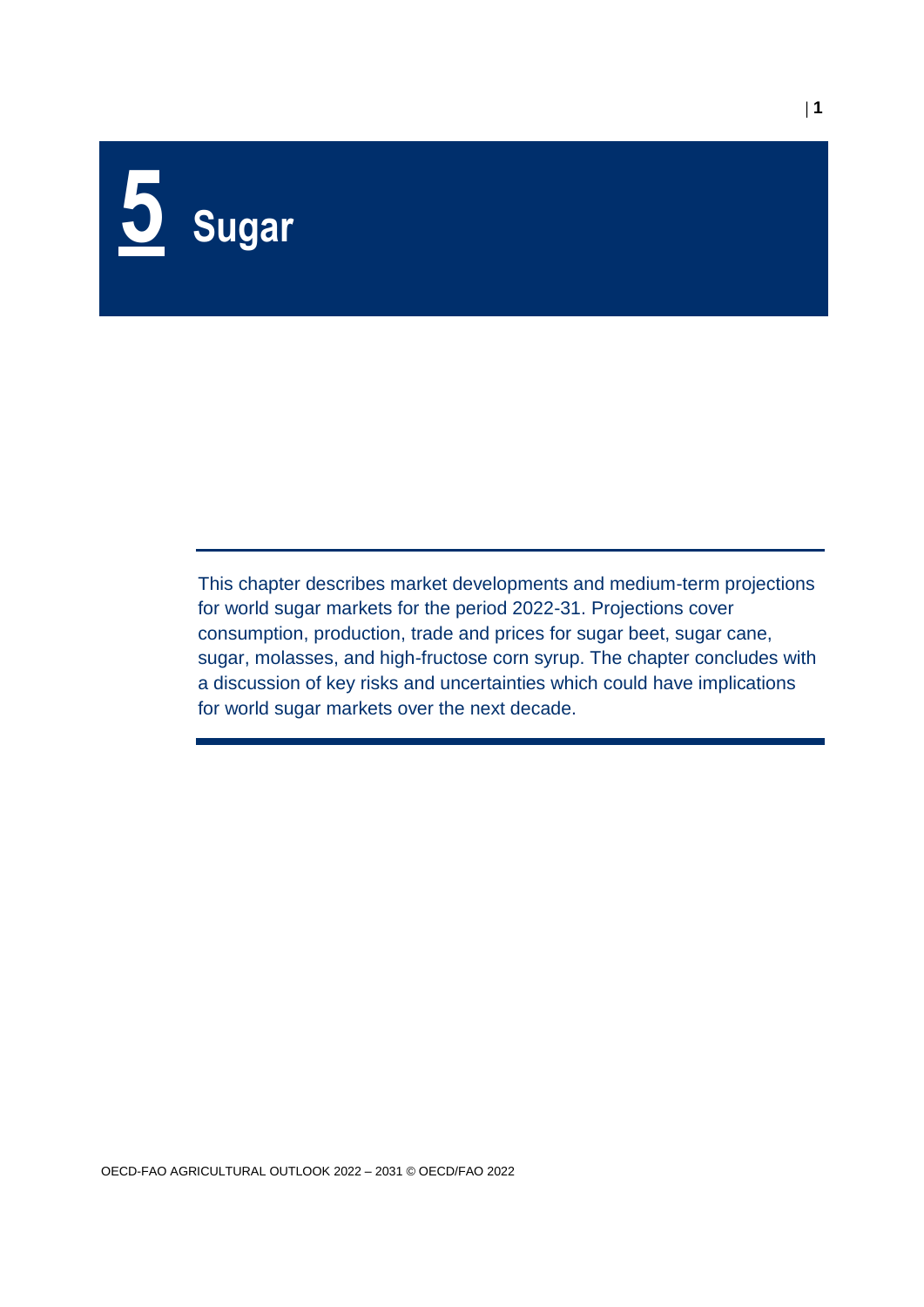# 5 Sugar

This chapter describes market developments and medium-term projections for world sugar markets for the period 2022-31. Projections cover consumption, production, trade and prices for sugar beet, sugar cane, sugar, molasses, and high-fructose corn syrup. The chapter concludes with a discussion of key risks and uncertainties which could have implications for world sugar markets over the next decade.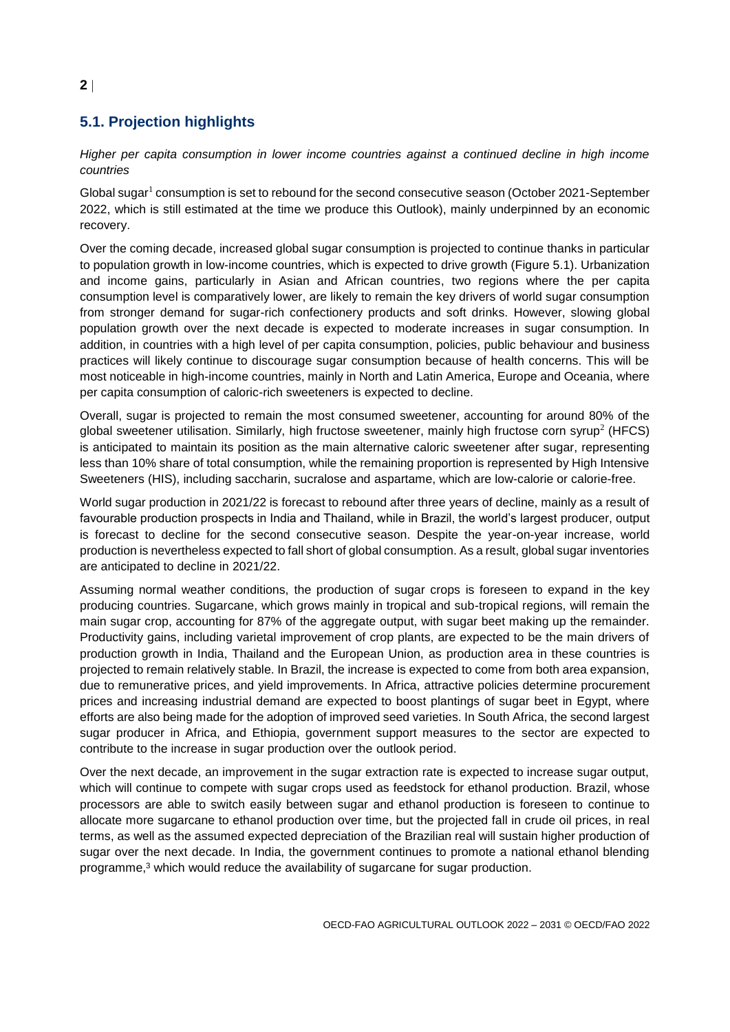## 5.1. Projection highlights

*Higher per capita consumption in lower income countries against a continued decline in high income countries*

Global sugar[1] consumption is set to rebound for the second consecutive season (October 2021-September 2022, which is still estimated at the time we produce this Outlook), mainly underpinned by an economic recovery.

Over the coming decade, increased global sugar consumption is projected to continue thanks in particular to population growth in low-income countries, which is expected to drive growth (Figure 5.1). Urbanization and income gains, particularly in Asian and African countries, two regions where the per capita consumption level is comparatively lower, are likely to remain the key drivers of world sugar consumption from stronger demand for sugar-rich confectionery products and soft drinks. However, slowing global population growth over the next decade is expected to moderate increases in sugar consumption. In addition, in countries with a high level of per capita consumption, policies, public behaviour and business practices will likely continue to discourage sugar consumption because of health concerns. This will be most noticeable in high-income countries, mainly in North and Latin America, Europe and Oceania, where per capita consumption of caloric-rich sweeteners is expected to decline.

Overall, sugar is projected to remain the most consumed sweetener, accounting for around 80% of the global sweetener utilisation. Similarly, high fructose sweetener, mainly high fructose corn syrup[2] (HFCS) is anticipated to maintain its position as the main alternative caloric sweetener after sugar, representing less than 10% share of total consumption, while the remaining proportion is represented by High Intensive Sweeteners (HIS), including saccharin, sucralose and aspartame, which are low-calorie or calorie-free.

World sugar production in 2021/22 is forecast to rebound after three years of decline, mainly as a result of favourable production prospects in India and Thailand, while in Brazil, the world's largest producer, output is forecast to decline for the second consecutive season. Despite the year-on-year increase, world production is nevertheless expected to fall short of global consumption. As a result, global sugar inventories are anticipated to decline in 2021/22.

Assuming normal weather conditions, the production of sugar crops is foreseen to expand in the key producing countries. Sugarcane, which grows mainly in tropical and sub-tropical regions, will remain the main sugar crop, accounting for 87% of the aggregate output, with sugar beet making up the remainder. Productivity gains, including varietal improvement of crop plants, are expected to be the main drivers of production growth in India, Thailand and the European Union, as production area in these countries is projected to remain relatively stable. In Brazil, the increase is expected to come from both area expansion, due to remunerative prices, and yield improvements. In Africa, attractive policies determine procurement prices and increasing industrial demand are expected to boost plantings of sugar beet in Egypt, where efforts are also being made for the adoption of improved seed varieties. In South Africa, the second largest sugar producer in Africa, and Ethiopia, government support measures to the sector are expected to contribute to the increase in sugar production over the outlook period.

Over the next decade, an improvement in the sugar extraction rate is expected to increase sugar output, which will continue to compete with sugar crops used as feedstock for ethanol production. Brazil, whose processors are able to switch easily between sugar and ethanol production is foreseen to continue to allocate more sugarcane to ethanol production over time, but the projected fall in crude oil prices, in real terms, as well as the assumed expected depreciation of the Brazilian real will sustain higher production of sugar over the next decade. In India, the government continues to promote a national ethanol blending programme,[3] which would reduce the availability of sugarcane for sugar production.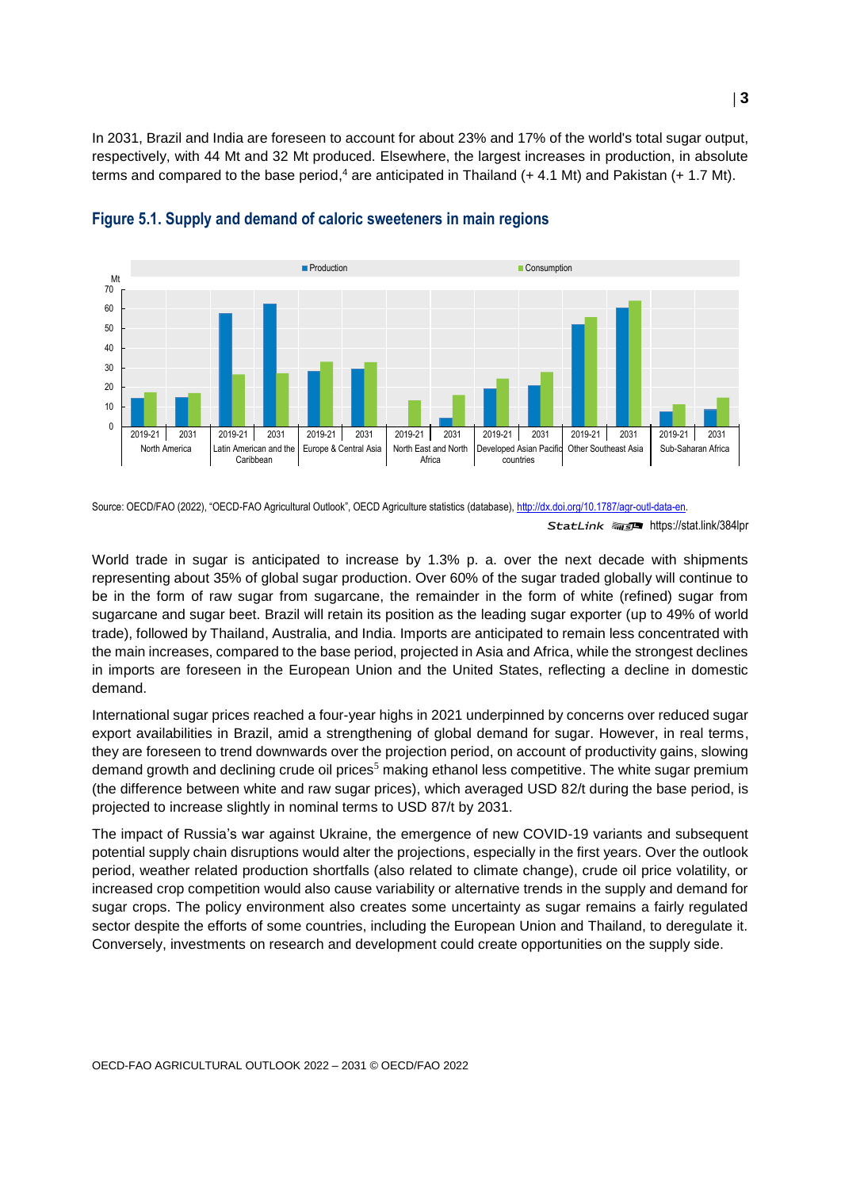In 2031, Brazil and India are foreseen to account for about 23% and 17% of the world's total sugar output, respectively, with 44 Mt and 32 Mt produced. Elsewhere, the largest increases in production, in absolute terms and compared to the base period,[4] are anticipated in Thailand (+ 4.1 Mt) and Pakistan (+ 1.7 Mt).

### Figure 5.1. Supply and demand of caloric sweeteners in main regions

Source: OECD/FAO (2022), "OECD-FAO Agricultural Outlook", OECD Agriculture statistics (database), http://dx.doi.org/10.1787/agr-outl-data-en.

StatLink https://stat.link/384lpr

World trade in sugar is anticipated to increase by 1.3% p. a. over the next decade with shipments representing about 35% of global sugar production. Over 60% of the sugar traded globally will continue to be in the form of raw sugar from sugarcane, the remainder in the form of white (refined) sugar from sugarcane and sugar beet. Brazil will retain its position as the leading sugar exporter (up to 49% of world trade), followed by Thailand, Australia, and India. Imports are anticipated to remain less concentrated with the main increases, compared to the base period, projected in Asia and Africa, while the strongest declines in imports are foreseen in the European Union and the United States, reflecting a decline in domestic demand.

International sugar prices reached a four-year highs in 2021 underpinned by concerns over reduced sugar export availabilities in Brazil, amid a strengthening of global demand for sugar. However, in real terms, they are foreseen to trend downwards over the projection period, on account of productivity gains, slowing demand growth and declining crude oil prices[5] making ethanol less competitive. The white sugar premium (the difference between white and raw sugar prices), which averaged USD 82/t during the base period, is projected to increase slightly in nominal terms to USD 87/t by 2031.

The impact of Russia's war against Ukraine, the emergence of new COVID-19 variants and subsequent potential supply chain disruptions would alter the projections, especially in the first years. Over the outlook period, weather related production shortfalls (also related to climate change), crude oil price volatility, or increased crop competition would also cause variability or alternative trends in the supply and demand for sugar crops. The policy environment also creates some uncertainty as sugar remains a fairly regulated sector despite the efforts of some countries, including the European Union and Thailand, to deregulate it. Conversely, investments on research and development could create opportunities on the supply side.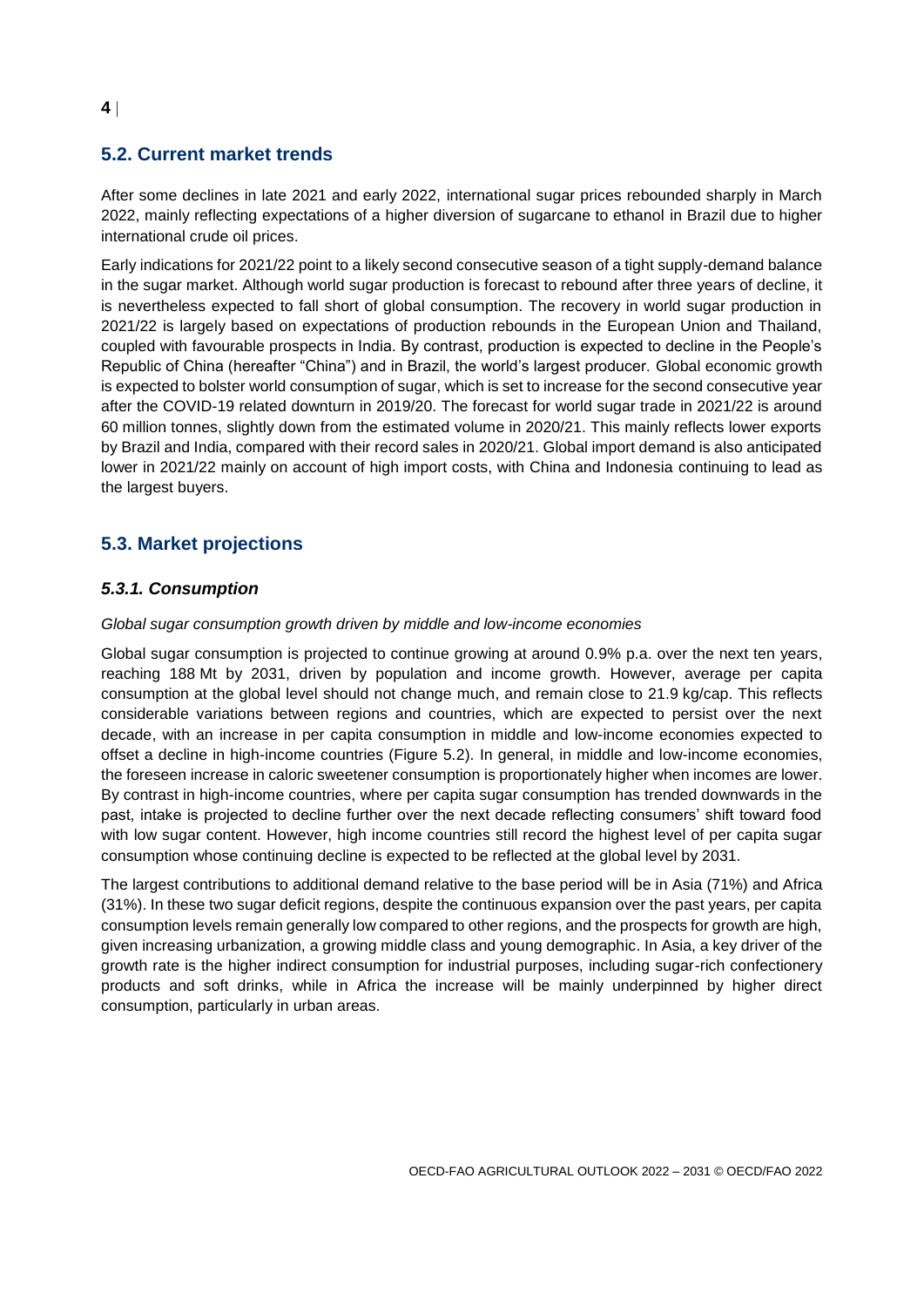## 5.2. Current market trends

After some declines in late 2021 and early 2022, international sugar prices rebounded sharply in March 2022, mainly reflecting expectations of a higher diversion of sugarcane to ethanol in Brazil due to higher international crude oil prices.

Early indications for 2021/22 point to a likely second consecutive season of a tight supply-demand balance in the sugar market. Although world sugar production is forecast to rebound after three years of decline, it is nevertheless expected to fall short of global consumption. The recovery in world sugar production in 2021/22 is largely based on expectations of production rebounds in the European Union and Thailand, coupled with favourable prospects in India. By contrast, production is expected to decline in the People's Republic of China (hereafter "China") and in Brazil, the world's largest producer. Global economic growth is expected to bolster world consumption of sugar, which is set to increase for the second consecutive year after the COVID-19 related downturn in 2019/20. The forecast for world sugar trade in 2021/22 is around 60 million tonnes, slightly down from the estimated volume in 2020/21. This mainly reflects lower exports by Brazil and India, compared with their record sales in 2020/21. Global import demand is also anticipated lower in 2021/22 mainly on account of high import costs, with China and Indonesia continuing to lead as the largest buyers.

## 5.3. Market projections

### *5.3.1. Consumption*

*Global sugar consumption growth driven by middle and low-income economies*

Global sugar consumption is projected to continue growing at around 0.9% p.a. over the next ten years, reaching 188 Mt by 2031, driven by population and income growth. However, average per capita consumption at the global level should not change much, and remain close to 21.9 kg/cap. This reflects considerable variations between regions and countries, which are expected to persist over the next decade, with an increase in per capita consumption in middle and low-income economies expected to offset a decline in high-income countries (Figure 5.2). In general, in middle and low-income economies, the foreseen increase in caloric sweetener consumption is proportionately higher when incomes are lower. By contrast in high-income countries, where per capita sugar consumption has trended downwards in the past, intake is projected to decline further over the next decade reflecting consumers' shift toward food with low sugar content. However, high income countries still record the highest level of per capita sugar consumption whose continuing decline is expected to be reflected at the global level by 2031.

The largest contributions to additional demand relative to the base period will be in Asia (71%) and Africa (31%). In these two sugar deficit regions, despite the continuous expansion over the past years, per capita consumption levels remain generally low compared to other regions, and the prospects for growth are high, given increasing urbanization, a growing middle class and young demographic. In Asia, a key driver of the growth rate is the higher indirect consumption for industrial purposes, including sugar-rich confectionery products and soft drinks, while in Africa the increase will be mainly underpinned by higher direct consumption, particularly in urban areas.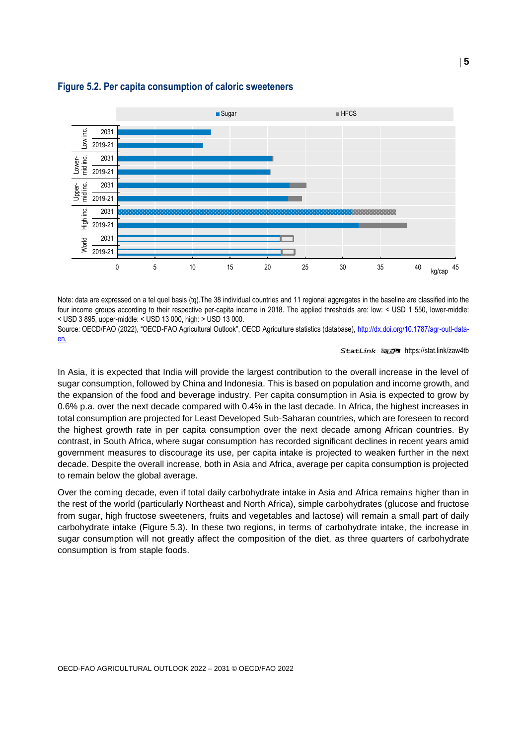**Figure 5.2. Per capita consumption of caloric sweeteners**

Note: data are expressed on a tel quel basis (tq).The 38 individual countries and 11 regional aggregates in the baseline are classified into the four income groups according to their respective per-capita income in 2018. The applied thresholds are: low: < USD 1 550, lower-middle: < USD 3 895, upper-middle: < USD 13 000, high: > USD 13 000.

Source: OECD/FAO (2022), "OECD-FAO Agricultural Outlook", OECD Agriculture statistics (database), http://dx.doi.org/10.1787/agr-outl-data-en.

StatLink https://stat.link/zaw4tb

In Asia, it is expected that India will provide the largest contribution to the overall increase in the level of sugar consumption, followed by China and Indonesia. This is based on population and income growth, and the expansion of the food and beverage industry. Per capita consumption in Asia is expected to grow by 0.6% p.a. over the next decade compared with 0.4% in the last decade. In Africa, the highest increases in total consumption are projected for Least Developed Sub-Saharan countries, which are foreseen to record the highest growth rate in per capita consumption over the next decade among African countries. By contrast, in South Africa, where sugar consumption has recorded significant declines in recent years amid government measures to discourage its use, per capita intake is projected to weaken further in the next decade. Despite the overall increase, both in Asia and Africa, average per capita consumption is projected to remain below the global average.

Over the coming decade, even if total daily carbohydrate intake in Asia and Africa remains higher than in the rest of the world (particularly Northeast and North Africa), simple carbohydrates (glucose and fructose from sugar, high fructose sweeteners, fruits and vegetables and lactose) will remain a small part of daily carbohydrate intake (Figure 5.3). In these two regions, in terms of carbohydrate intake, the increase in sugar consumption will not greatly affect the composition of the diet, as three quarters of carbohydrate consumption is from staple foods.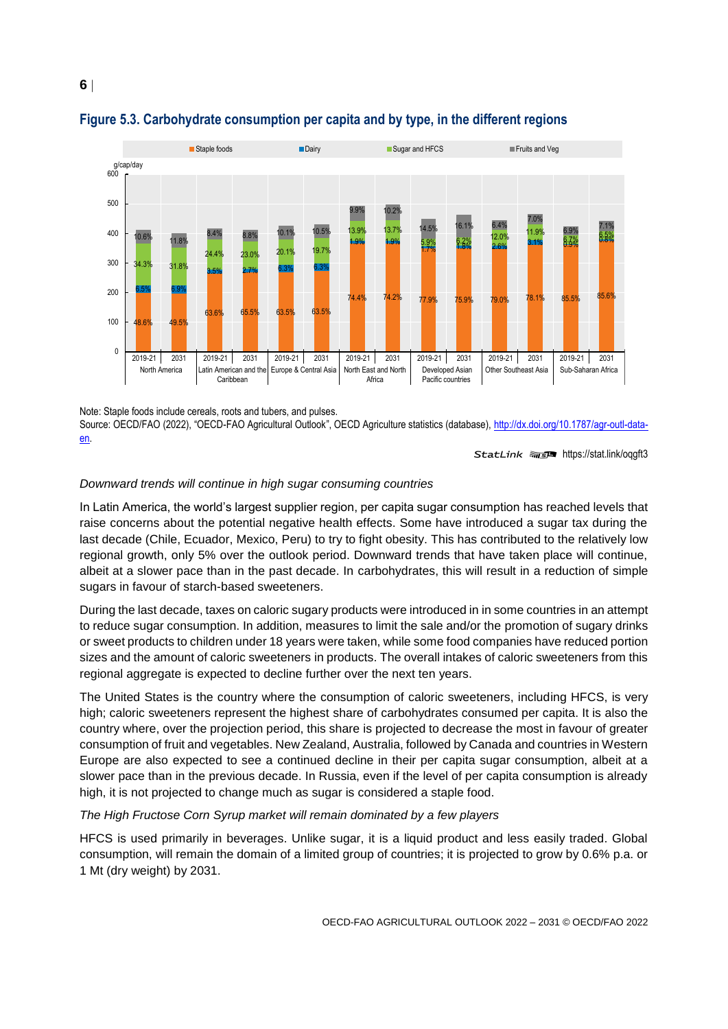## Figure 5.3. Carbohydrate consumption per capita and by type, in the different regions

Note: Staple foods include cereals, roots and tubers, and pulses.

Source: OECD/FAO (2022), "OECD-FAO Agricultural Outlook", OECD Agriculture statistics (database), http://dx.doi.org/10.1787/agr-outl-data-en.

StatLink https://stat.link/oqgft3

*Downward trends will continue in high sugar consuming countries*

In Latin America, the world's largest supplier region, per capita sugar consumption has reached levels that raise concerns about the potential negative health effects. Some have introduced a sugar tax during the last decade (Chile, Ecuador, Mexico, Peru) to try to fight obesity. This has contributed to the relatively low regional growth, only 5% over the outlook period. Downward trends that have taken place will continue, albeit at a slower pace than in the past decade. In carbohydrates, this will result in a reduction of simple sugars in favour of starch-based sweeteners.

During the last decade, taxes on caloric sugary products were introduced in in some countries in an attempt to reduce sugar consumption. In addition, measures to limit the sale and/or the promotion of sugary drinks or sweet products to children under 18 years were taken, while some food companies have reduced portion sizes and the amount of caloric sweeteners in products. The overall intakes of caloric sweeteners from this regional aggregate is expected to decline further over the next ten years.

The United States is the country where the consumption of caloric sweeteners, including HFCS, is very high; caloric sweeteners represent the highest share of carbohydrates consumed per capita. It is also the country where, over the projection period, this share is projected to decrease the most in favour of greater consumption of fruit and vegetables. New Zealand, Australia, followed by Canada and countries in Western Europe are also expected to see a continued decline in their per capita sugar consumption, albeit at a slower pace than in the previous decade. In Russia, even if the level of per capita consumption is already high, it is not projected to change much as sugar is considered a staple food.

*The High Fructose Corn Syrup market will remain dominated by a few players*

HFCS is used primarily in beverages. Unlike sugar, it is a liquid product and less easily traded. Global consumption, will remain the domain of a limited group of countries; it is projected to grow by 0.6% p.a. or 1 Mt (dry weight) by 2031.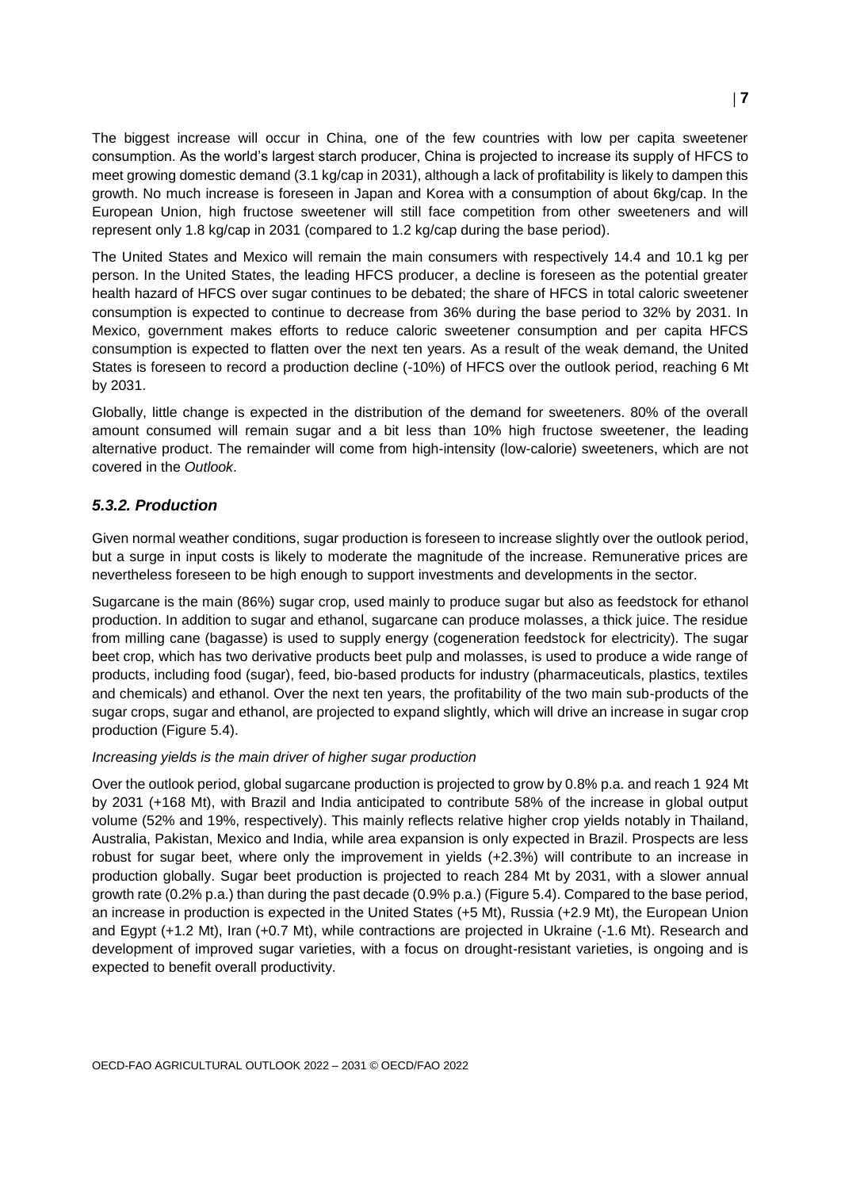The biggest increase will occur in China, one of the few countries with low per capita sweetener consumption. As the world's largest starch producer, China is projected to increase its supply of HFCS to meet growing domestic demand (3.1 kg/cap in 2031), although a lack of profitability is likely to dampen this growth. No much increase is foreseen in Japan and Korea with a consumption of about 6kg/cap. In the European Union, high fructose sweetener will still face competition from other sweeteners and will represent only 1.8 kg/cap in 2031 (compared to 1.2 kg/cap during the base period).

The United States and Mexico will remain the main consumers with respectively 14.4 and 10.1 kg per person. In the United States, the leading HFCS producer, a decline is foreseen as the potential greater health hazard of HFCS over sugar continues to be debated; the share of HFCS in total caloric sweetener consumption is expected to continue to decrease from 36% during the base period to 32% by 2031. In Mexico, government makes efforts to reduce caloric sweetener consumption and per capita HFCS consumption is expected to flatten over the next ten years. As a result of the weak demand, the United States is foreseen to record a production decline (-10%) of HFCS over the outlook period, reaching 6 Mt by 2031.

Globally, little change is expected in the distribution of the demand for sweeteners. 80% of the overall amount consumed will remain sugar and a bit less than 10% high fructose sweetener, the leading alternative product. The remainder will come from high-intensity (low-calorie) sweeteners, which are not covered in the *Outlook*.

### *5.3.2. Production*

Given normal weather conditions, sugar production is foreseen to increase slightly over the outlook period, but a surge in input costs is likely to moderate the magnitude of the increase. Remunerative prices are nevertheless foreseen to be high enough to support investments and developments in the sector.

Sugarcane is the main (86%) sugar crop, used mainly to produce sugar but also as feedstock for ethanol production. In addition to sugar and ethanol, sugarcane can produce molasses, a thick juice. The residue from milling cane (bagasse) is used to supply energy (cogeneration feedstock for electricity). The sugar beet crop, which has two derivative products beet pulp and molasses, is used to produce a wide range of products, including food (sugar), feed, bio-based products for industry (pharmaceuticals, plastics, textiles and chemicals) and ethanol. Over the next ten years, the profitability of the two main sub-products of the sugar crops, sugar and ethanol, are projected to expand slightly, which will drive an increase in sugar crop production (Figure 5.4).

*Increasing yields is the main driver of higher sugar production*

Over the outlook period, global sugarcane production is projected to grow by 0.8% p.a. and reach 1 924 Mt by 2031 (+168 Mt), with Brazil and India anticipated to contribute 58% of the increase in global output volume (52% and 19%, respectively). This mainly reflects relative higher crop yields notably in Thailand, Australia, Pakistan, Mexico and India, while area expansion is only expected in Brazil. Prospects are less robust for sugar beet, where only the improvement in yields (+2.3%) will contribute to an increase in production globally. Sugar beet production is projected to reach 284 Mt by 2031, with a slower annual growth rate (0.2% p.a.) than during the past decade (0.9% p.a.) (Figure 5.4). Compared to the base period, an increase in production is expected in the United States (+5 Mt), Russia (+2.9 Mt), the European Union and Egypt (+1.2 Mt), Iran (+0.7 Mt), while contractions are projected in Ukraine (-1.6 Mt). Research and development of improved sugar varieties, with a focus on drought-resistant varieties, is ongoing and is expected to benefit overall productivity.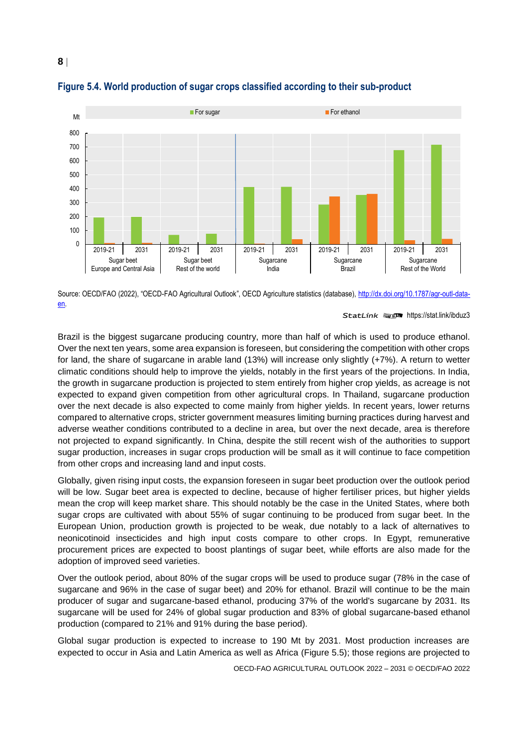### Figure 5.4. World production of sugar crops classified according to their sub-product

Source: OECD/FAO (2022), "OECD-FAO Agricultural Outlook", OECD Agriculture statistics (database), http://dx.doi.org/10.1787/agr-outl-data-en.

StatLink https://stat.link/ibduz3

Brazil is the biggest sugarcane producing country, more than half of which is used to produce ethanol. Over the next ten years, some area expansion is foreseen, but considering the competition with other crops for land, the share of sugarcane in arable land (13%) will increase only slightly (+7%). A return to wetter climatic conditions should help to improve the yields, notably in the first years of the projections. In India, the growth in sugarcane production is projected to stem entirely from higher crop yields, as acreage is not expected to expand given competition from other agricultural crops. In Thailand, sugarcane production over the next decade is also expected to come mainly from higher yields. In recent years, lower returns compared to alternative crops, stricter government measures limiting burning practices during harvest and adverse weather conditions contributed to a decline in area, but over the next decade, area is therefore not projected to expand significantly. In China, despite the still recent wish of the authorities to support sugar production, increases in sugar crops production will be small as it will continue to face competition from other crops and increasing land and input costs.

Globally, given rising input costs, the expansion foreseen in sugar beet production over the outlook period will be low. Sugar beet area is expected to decline, because of higher fertiliser prices, but higher yields mean the crop will keep market share. This should notably be the case in the United States, where both sugar crops are cultivated with about 55% of sugar continuing to be produced from sugar beet. In the European Union, production growth is projected to be weak, due notably to a lack of alternatives to neonicotinoid insecticides and high input costs compare to other crops. In Egypt, remunerative procurement prices are expected to boost plantings of sugar beet, while efforts are also made for the adoption of improved seed varieties.

Over the outlook period, about 80% of the sugar crops will be used to produce sugar (78% in the case of sugarcane and 96% in the case of sugar beet) and 20% for ethanol. Brazil will continue to be the main producer of sugar and sugarcane-based ethanol, producing 37% of the world's sugarcane by 2031. Its sugarcane will be used for 24% of global sugar production and 83% of global sugarcane-based ethanol production (compared to 21% and 91% during the base period).

Global sugar production is expected to increase to 190 Mt by 2031. Most production increases are expected to occur in Asia and Latin America as well as Africa (Figure 5.5); those regions are projected to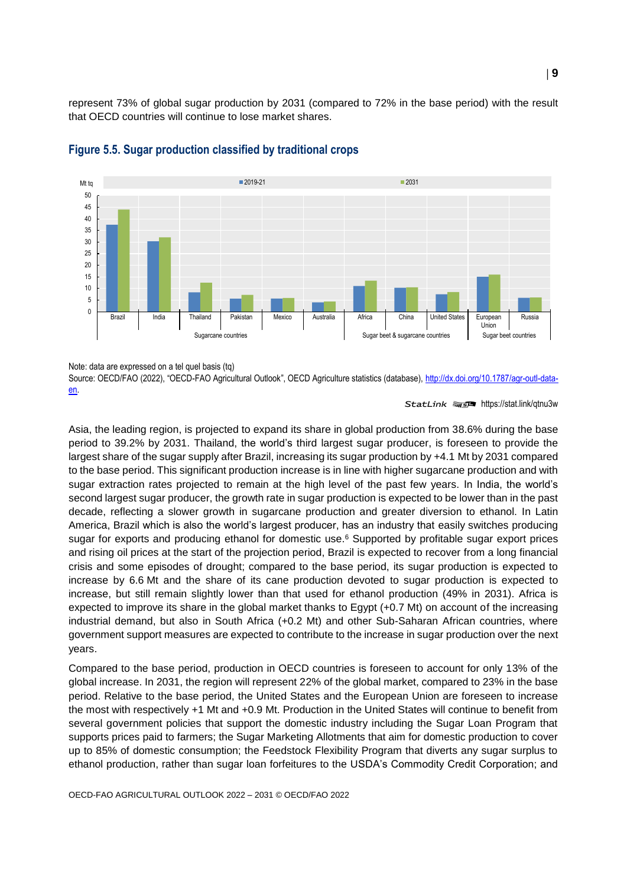represent 73% of global sugar production by 2031 (compared to 72% in the base period) with the result that OECD countries will continue to lose market shares.

### Figure 5.5. Sugar production classified by traditional crops

Note: data are expressed on a tel quel basis (tq)
Source: OECD/FAO (2022), "OECD-FAO Agricultural Outlook", OECD Agriculture statistics (database), http://dx.doi.org/10.1787/agr-outl-data-en.

StatLink https://stat.link/qtnu3w

Asia, the leading region, is projected to expand its share in global production from 38.6% during the base period to 39.2% by 2031. Thailand, the world's third largest sugar producer, is foreseen to provide the largest share of the sugar supply after Brazil, increasing its sugar production by +4.1 Mt by 2031 compared to the base period. This significant production increase is in line with higher sugarcane production and with sugar extraction rates projected to remain at the high level of the past few years. In India, the world's second largest sugar producer, the growth rate in sugar production is expected to be lower than in the past decade, reflecting a slower growth in sugarcane production and greater diversion to ethanol. In Latin America, Brazil which is also the world's largest producer, has an industry that easily switches producing sugar for exports and producing ethanol for domestic use.[6] Supported by profitable sugar export prices and rising oil prices at the start of the projection period, Brazil is expected to recover from a long financial crisis and some episodes of drought; compared to the base period, its sugar production is expected to increase by 6.6 Mt and the share of its cane production devoted to sugar production is expected to increase, but still remain slightly lower than that used for ethanol production (49% in 2031). Africa is expected to improve its share in the global market thanks to Egypt (+0.7 Mt) on account of the increasing industrial demand, but also in South Africa (+0.2 Mt) and other Sub-Saharan African countries, where government support measures are expected to contribute to the increase in sugar production over the next years.

Compared to the base period, production in OECD countries is foreseen to account for only 13% of the global increase. In 2031, the region will represent 22% of the global market, compared to 23% in the base period. Relative to the base period, the United States and the European Union are foreseen to increase the most with respectively +1 Mt and +0.9 Mt. Production in the United States will continue to benefit from several government policies that support the domestic industry including the Sugar Loan Program that supports prices paid to farmers; the Sugar Marketing Allotments that aim for domestic production to cover up to 85% of domestic consumption; the Feedstock Flexibility Program that diverts any sugar surplus to ethanol production, rather than sugar loan forfeitures to the USDA's Commodity Credit Corporation; and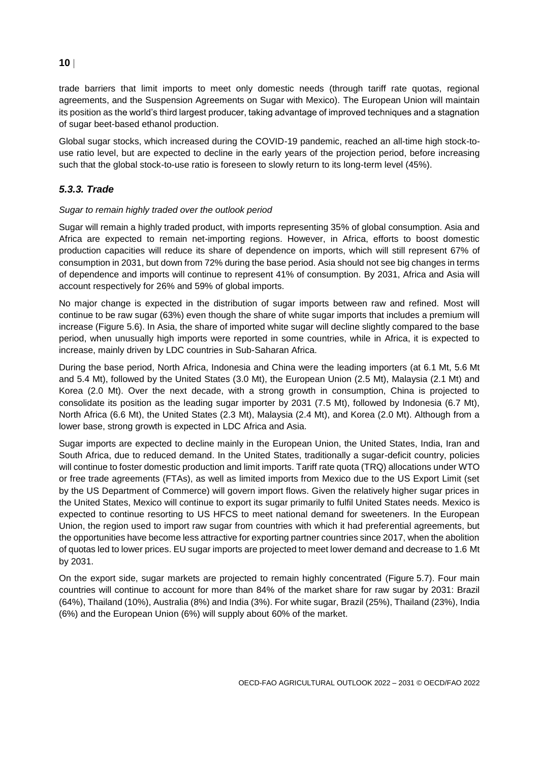trade barriers that limit imports to meet only domestic needs (through tariff rate quotas, regional agreements, and the Suspension Agreements on Sugar with Mexico). The European Union will maintain its position as the world's third largest producer, taking advantage of improved techniques and a stagnation of sugar beet-based ethanol production.

Global sugar stocks, which increased during the COVID-19 pandemic, reached an all-time high stock-to-use ratio level, but are expected to decline in the early years of the projection period, before increasing such that the global stock-to-use ratio is foreseen to slowly return to its long-term level (45%).

### *5.3.3. Trade*

*Sugar to remain highly traded over the outlook period*

Sugar will remain a highly traded product, with imports representing 35% of global consumption. Asia and Africa are expected to remain net-importing regions. However, in Africa, efforts to boost domestic production capacities will reduce its share of dependence on imports, which will still represent 67% of consumption in 2031, but down from 72% during the base period. Asia should not see big changes in terms of dependence and imports will continue to represent 41% of consumption. By 2031, Africa and Asia will account respectively for 26% and 59% of global imports.

No major change is expected in the distribution of sugar imports between raw and refined. Most will continue to be raw sugar (63%) even though the share of white sugar imports that includes a premium will increase (Figure 5.6). In Asia, the share of imported white sugar will decline slightly compared to the base period, when unusually high imports were reported in some countries, while in Africa, it is expected to increase, mainly driven by LDC countries in Sub-Saharan Africa.

During the base period, North Africa, Indonesia and China were the leading importers (at 6.1 Mt, 5.6 Mt and 5.4 Mt), followed by the United States (3.0 Mt), the European Union (2.5 Mt), Malaysia (2.1 Mt) and Korea (2.0 Mt). Over the next decade, with a strong growth in consumption, China is projected to consolidate its position as the leading sugar importer by 2031 (7.5 Mt), followed by Indonesia (6.7 Mt), North Africa (6.6 Mt), the United States (2.3 Mt), Malaysia (2.4 Mt), and Korea (2.0 Mt). Although from a lower base, strong growth is expected in LDC Africa and Asia.

Sugar imports are expected to decline mainly in the European Union, the United States, India, Iran and South Africa, due to reduced demand. In the United States, traditionally a sugar-deficit country, policies will continue to foster domestic production and limit imports. Tariff rate quota (TRQ) allocations under WTO or free trade agreements (FTAs), as well as limited imports from Mexico due to the US Export Limit (set by the US Department of Commerce) will govern import flows. Given the relatively higher sugar prices in the United States, Mexico will continue to export its sugar primarily to fulfil United States needs. Mexico is expected to continue resorting to US HFCS to meet national demand for sweeteners. In the European Union, the region used to import raw sugar from countries with which it had preferential agreements, but the opportunities have become less attractive for exporting partner countries since 2017, when the abolition of quotas led to lower prices. EU sugar imports are projected to meet lower demand and decrease to 1.6 Mt by 2031.

On the export side, sugar markets are projected to remain highly concentrated (Figure 5.7). Four main countries will continue to account for more than 84% of the market share for raw sugar by 2031: Brazil (64%), Thailand (10%), Australia (8%) and India (3%). For white sugar, Brazil (25%), Thailand (23%), India (6%) and the European Union (6%) will supply about 60% of the market.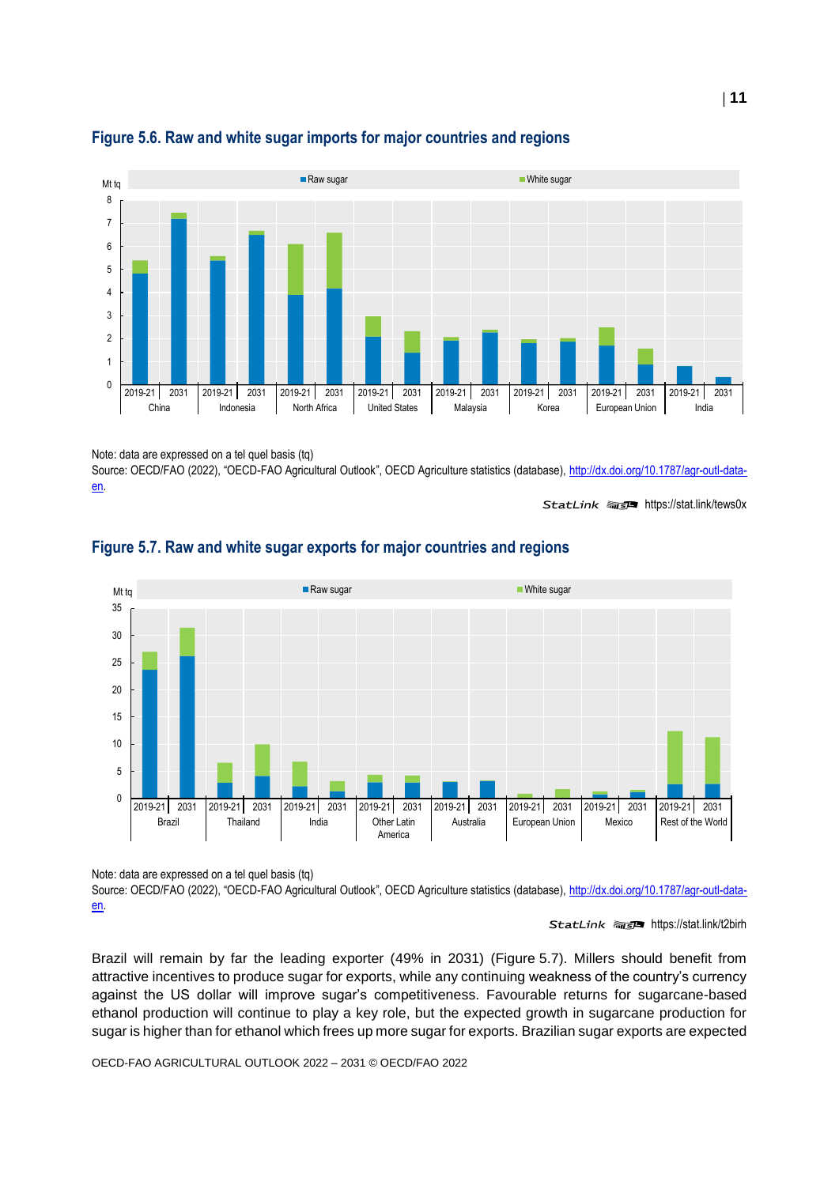## Figure 5.6. Raw and white sugar imports for major countries and regions

Note: data are expressed on a tel quel basis (tq)

Source: OECD/FAO (2022), "OECD-FAO Agricultural Outlook", OECD Agriculture statistics (database), http://dx.doi.org/10.1787/agr-outl-data-en.

StatLink https://stat.link/tews0x

## Figure 5.7. Raw and white sugar exports for major countries and regions

Note: data are expressed on a tel quel basis (tq)

Source: OECD/FAO (2022), "OECD-FAO Agricultural Outlook", OECD Agriculture statistics (database), http://dx.doi.org/10.1787/agr-outl-data-en.

StatLink https://stat.link/t2birh

Brazil will remain by far the leading exporter (49% in 2031) (Figure 5.7). Millers should benefit from attractive incentives to produce sugar for exports, while any continuing weakness of the country's currency against the US dollar will improve sugar's competitiveness. Favourable returns for sugarcane-based ethanol production will continue to play a key role, but the expected growth in sugarcane production for sugar is higher than for ethanol which frees up more sugar for exports. Brazilian sugar exports are expected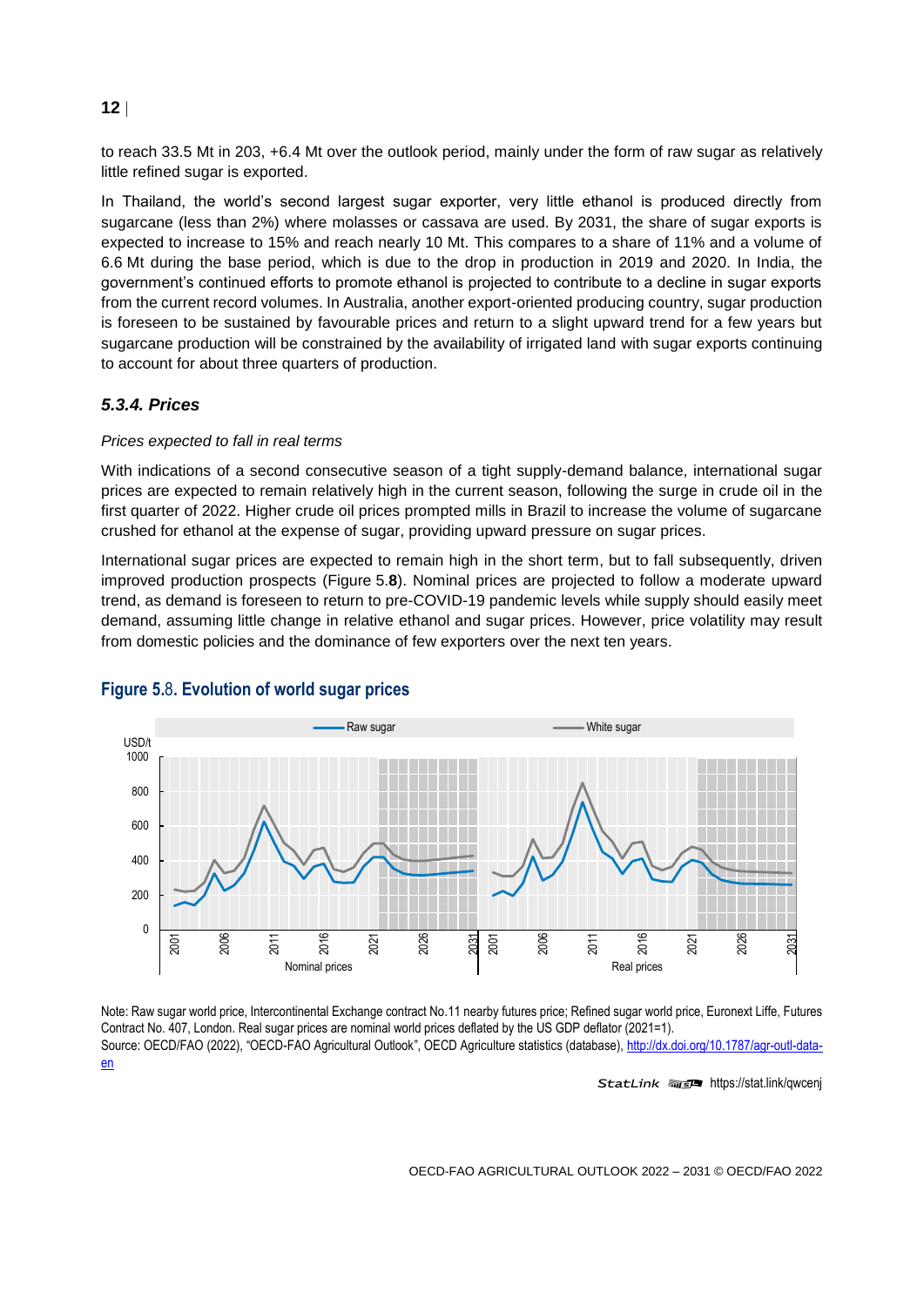to reach 33.5 Mt in 203, +6.4 Mt over the outlook period, mainly under the form of raw sugar as relatively little refined sugar is exported.

In Thailand, the world's second largest sugar exporter, very little ethanol is produced directly from sugarcane (less than 2%) where molasses or cassava are used. By 2031, the share of sugar exports is expected to increase to 15% and reach nearly 10 Mt. This compares to a share of 11% and a volume of 6.6 Mt during the base period, which is due to the drop in production in 2019 and 2020. In India, the government's continued efforts to promote ethanol is projected to contribute to a decline in sugar exports from the current record volumes. In Australia, another export-oriented producing country, sugar production is foreseen to be sustained by favourable prices and return to a slight upward trend for a few years but sugarcane production will be constrained by the availability of irrigated land with sugar exports continuing to account for about three quarters of production.

### *5.3.4. Prices*

*Prices expected to fall in real terms*

With indications of a second consecutive season of a tight supply-demand balance, international sugar prices are expected to remain relatively high in the current season, following the surge in crude oil in the first quarter of 2022. Higher crude oil prices prompted mills in Brazil to increase the volume of sugarcane crushed for ethanol at the expense of sugar, providing upward pressure on sugar prices.

International sugar prices are expected to remain high in the short term, but to fall subsequently, driven improved production prospects (Figure 5.**8**). Nominal prices are projected to follow a moderate upward trend, as demand is foreseen to return to pre-COVID-19 pandemic levels while supply should easily meet demand, assuming little change in relative ethanol and sugar prices. However, price volatility may result from domestic policies and the dominance of few exporters over the next ten years.

**Figure 5.8. Evolution of world sugar prices**

Note: Raw sugar world price, Intercontinental Exchange contract No.11 nearby futures price; Refined sugar world price, Euronext Liffe, Futures Contract No. 407, London. Real sugar prices are nominal world prices deflated by the US GDP deflator (2021=1).

Source: OECD/FAO (2022), "OECD-FAO Agricultural Outlook", OECD Agriculture statistics (database), http://dx.doi.org/10.1787/agr-outl-data-en

StatLink https://stat.link/qwcenj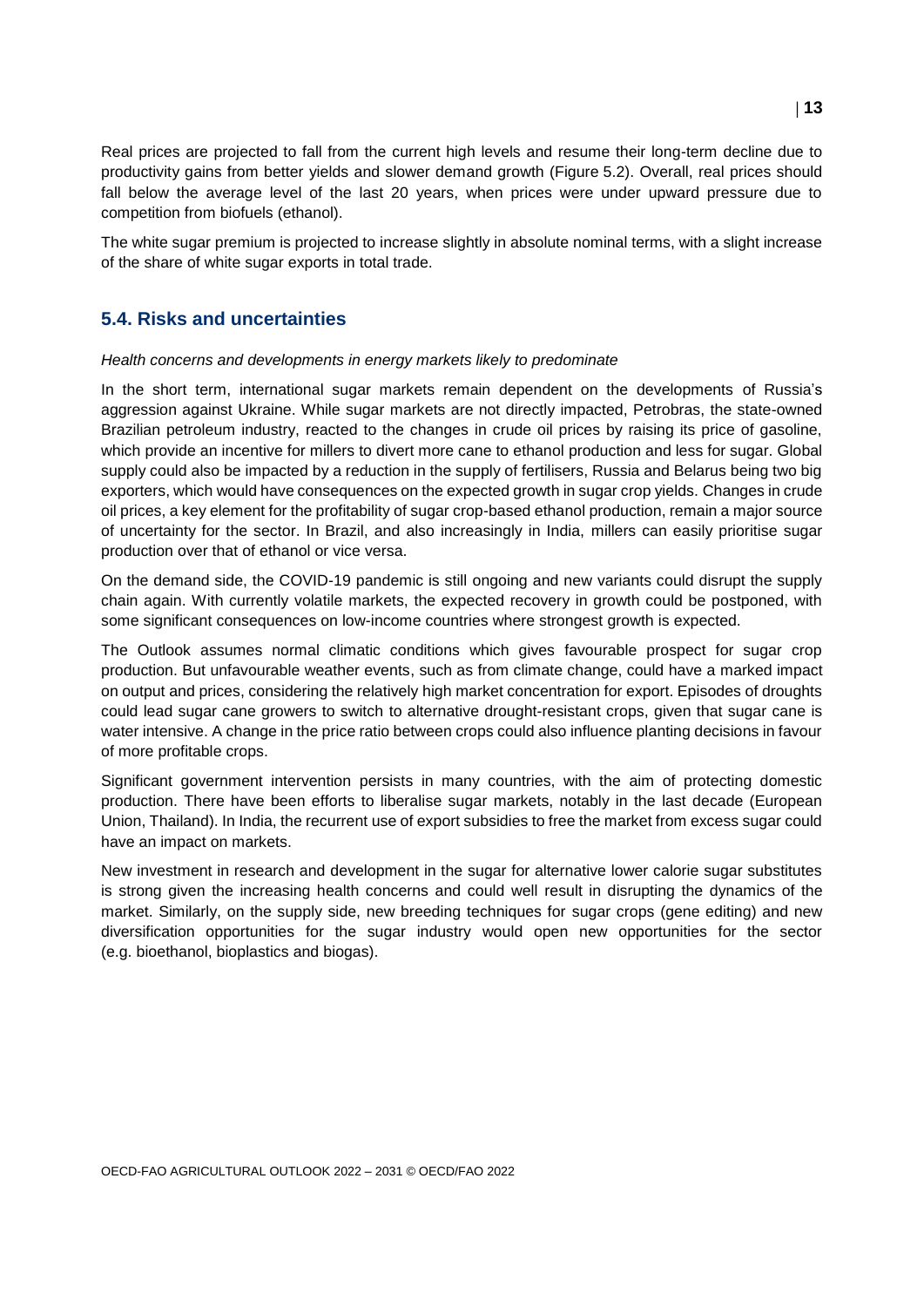Real prices are projected to fall from the current high levels and resume their long-term decline due to productivity gains from better yields and slower demand growth (Figure 5.2). Overall, real prices should fall below the average level of the last 20 years, when prices were under upward pressure due to competition from biofuels (ethanol).

The white sugar premium is projected to increase slightly in absolute nominal terms, with a slight increase of the share of white sugar exports in total trade.

## 5.4. Risks and uncertainties

*Health concerns and developments in energy markets likely to predominate*

In the short term, international sugar markets remain dependent on the developments of Russia's aggression against Ukraine. While sugar markets are not directly impacted, Petrobras, the state-owned Brazilian petroleum industry, reacted to the changes in crude oil prices by raising its price of gasoline, which provide an incentive for millers to divert more cane to ethanol production and less for sugar. Global supply could also be impacted by a reduction in the supply of fertilisers, Russia and Belarus being two big exporters, which would have consequences on the expected growth in sugar crop yields. Changes in crude oil prices, a key element for the profitability of sugar crop-based ethanol production, remain a major source of uncertainty for the sector. In Brazil, and also increasingly in India, millers can easily prioritise sugar production over that of ethanol or vice versa.

On the demand side, the COVID-19 pandemic is still ongoing and new variants could disrupt the supply chain again. With currently volatile markets, the expected recovery in growth could be postponed, with some significant consequences on low-income countries where strongest growth is expected.

The Outlook assumes normal climatic conditions which gives favourable prospect for sugar crop production. But unfavourable weather events, such as from climate change, could have a marked impact on output and prices, considering the relatively high market concentration for export. Episodes of droughts could lead sugar cane growers to switch to alternative drought-resistant crops, given that sugar cane is water intensive. A change in the price ratio between crops could also influence planting decisions in favour of more profitable crops.

Significant government intervention persists in many countries, with the aim of protecting domestic production. There have been efforts to liberalise sugar markets, notably in the last decade (European Union, Thailand). In India, the recurrent use of export subsidies to free the market from excess sugar could have an impact on markets.

New investment in research and development in the sugar for alternative lower calorie sugar substitutes is strong given the increasing health concerns and could well result in disrupting the dynamics of the market. Similarly, on the supply side, new breeding techniques for sugar crops (gene editing) and new diversification opportunities for the sugar industry would open new opportunities for the sector (e.g. bioethanol, bioplastics and biogas).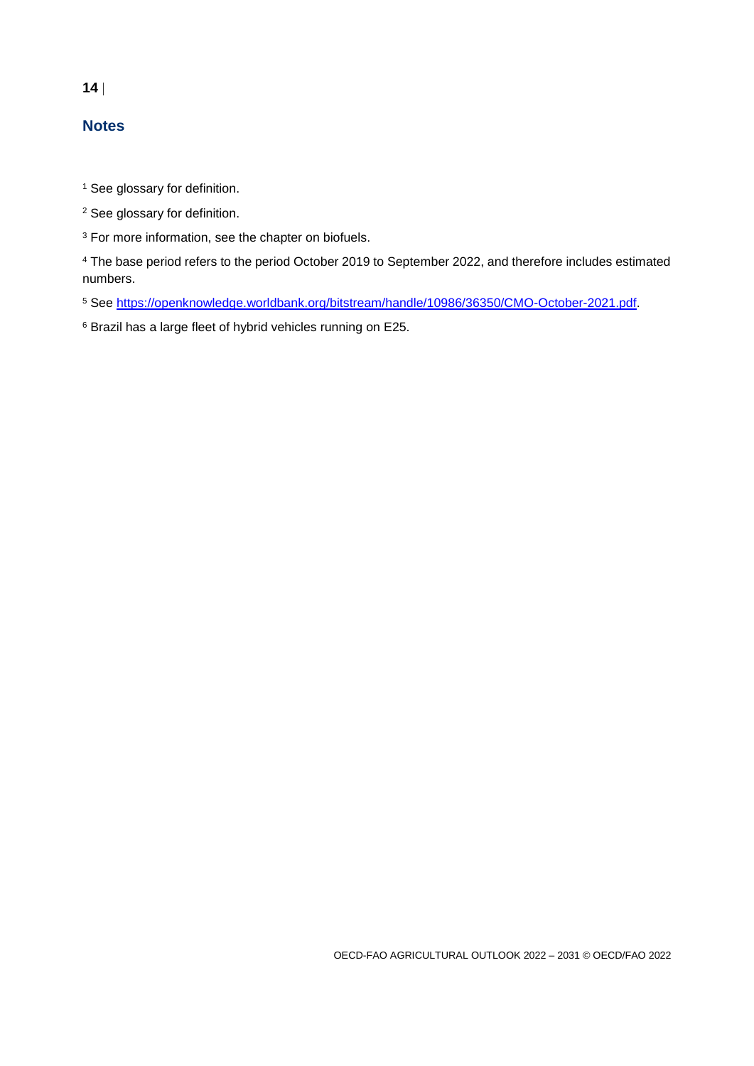## Notes

[1] See glossary for definition.

[2] See glossary for definition.

[3] For more information, see the chapter on biofuels.

[4] The base period refers to the period October 2019 to September 2022, and therefore includes estimated numbers.

[5] See https://openknowledge.worldbank.org/bitstream/handle/10986/36350/CMO-October-2021.pdf.

[6] Brazil has a large fleet of hybrid vehicles running on E25.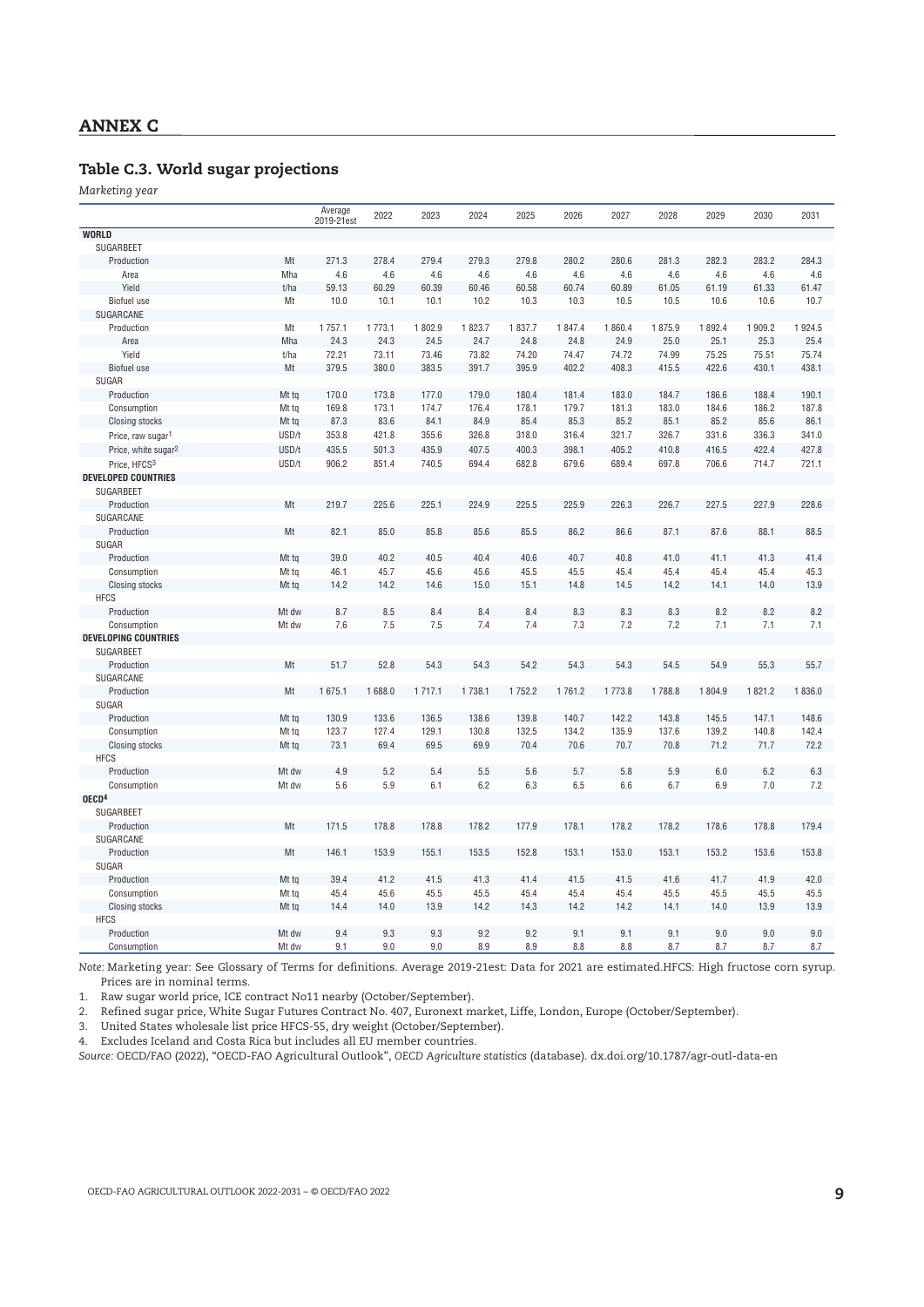## ANNEX C

### Table C.3. World sugar projections

*Marketing year*

| | | Average 2019-21est | 2022 | 2023 | 2024 | 2025 | 2026 | 2027 | 2028 | 2029 | 2030 | 2031 |
|---|---|---|---|---|---|---|---|---|---|---|---|---|
| **WORLD** | | | | | | | | | | | | |
| SUGARBEET | | | | | | | | | | | | |
| Production | Mt | 271.3 | 278.4 | 279.4 | 279.3 | 279.8 | 280.2 | 280.6 | 281.3 | 282.3 | 283.2 | 284.3 |
| Area | Mha | 4.6 | 4.6 | 4.6 | 4.6 | 4.6 | 4.6 | 4.6 | 4.6 | 4.6 | 4.6 | 4.6 |
| Yield | t/ha | 59.13 | 60.29 | 60.39 | 60.46 | 60.58 | 60.74 | 60.89 | 61.05 | 61.19 | 61.33 | 61.47 |
| Biofuel use | Mt | 10.0 | 10.1 | 10.1 | 10.2 | 10.3 | 10.3 | 10.5 | 10.5 | 10.6 | 10.6 | 10.7 |
| SUGARCANE | | | | | | | | | | | | |
| Production | Mt | 1 757.1 | 1 773.1 | 1 802.9 | 1 823.7 | 1 837.7 | 1 847.4 | 1 860.4 | 1 875.9 | 1 892.4 | 1 909.2 | 1 924.5 |
| Area | Mha | 24.3 | 24.3 | 24.5 | 24.7 | 24.8 | 24.8 | 24.9 | 25.0 | 25.1 | 25.3 | 25.4 |
| Yield | t/ha | 72.21 | 73.11 | 73.46 | 73.82 | 74.20 | 74.47 | 74.72 | 74.99 | 75.25 | 75.51 | 75.74 |
| Biofuel use | Mt | 379.5 | 380.0 | 383.5 | 391.7 | 395.9 | 402.2 | 408.3 | 415.5 | 422.6 | 430.1 | 438.1 |
| SUGAR | | | | | | | | | | | | |
| Production | Mt tq | 170.0 | 173.8 | 177.0 | 179.0 | 180.4 | 181.4 | 183.0 | 184.7 | 186.6 | 188.4 | 190.1 |
| Consumption | Mt tq | 169.8 | 173.1 | 174.7 | 176.4 | 178.1 | 179.7 | 181.3 | 183.0 | 184.6 | 186.2 | 187.8 |
| Closing stocks | Mt tq | 87.3 | 83.6 | 84.1 | 84.9 | 85.4 | 85.3 | 85.2 | 85.1 | 85.2 | 85.6 | 86.1 |
| Price, raw sugar[1] | USD/t | 353.8 | 421.8 | 355.6 | 326.8 | 318.0 | 316.4 | 321.7 | 326.7 | 331.6 | 336.3 | 341.0 |
| Price, white sugar[2] | USD/t | 435.5 | 501.3 | 435.9 | 407.5 | 400.3 | 398.1 | 405.2 | 410.8 | 416.5 | 422.4 | 427.8 |
| Price, HFCS[3] | USD/t | 906.2 | 851.4 | 740.5 | 694.4 | 682.8 | 679.6 | 689.4 | 697.8 | 706.6 | 714.7 | 721.1 |
| **DEVELOPED COUNTRIES** | | | | | | | | | | | | |
| SUGARBEET | | | | | | | | | | | | |
| Production | Mt | 219.7 | 225.6 | 225.1 | 224.9 | 225.5 | 225.9 | 226.3 | 226.7 | 227.5 | 227.9 | 228.6 |
| SUGARCANE | | | | | | | | | | | | |
| Production | Mt | 82.1 | 85.0 | 85.8 | 85.6 | 85.5 | 86.2 | 86.6 | 87.1 | 87.6 | 88.1 | 88.5 |
| SUGAR | | | | | | | | | | | | |
| Production | Mt tq | 39.0 | 40.2 | 40.5 | 40.4 | 40.6 | 40.7 | 40.8 | 41.0 | 41.1 | 41.3 | 41.4 |
| Consumption | Mt tq | 46.1 | 45.7 | 45.6 | 45.6 | 45.5 | 45.5 | 45.4 | 45.4 | 45.4 | 45.4 | 45.3 |
| Closing stocks | Mt tq | 14.2 | 14.2 | 14.6 | 15.0 | 15.1 | 14.8 | 14.5 | 14.2 | 14.1 | 14.0 | 13.9 |
| HFCS | | | | | | | | | | | | |
| Production | Mt dw | 8.7 | 8.5 | 8.4 | 8.4 | 8.4 | 8.3 | 8.3 | 8.3 | 8.2 | 8.2 | 8.2 |
| Consumption | Mt dw | 7.6 | 7.5 | 7.5 | 7.4 | 7.4 | 7.3 | 7.2 | 7.2 | 7.1 | 7.1 | 7.1 |
| **DEVELOPING COUNTRIES** | | | | | | | | | | | | |
| SUGARBEET | | | | | | | | | | | | |
| Production | Mt | 51.7 | 52.8 | 54.3 | 54.3 | 54.2 | 54.3 | 54.3 | 54.5 | 54.9 | 55.3 | 55.7 |
| SUGARCANE | | | | | | | | | | | | |
| Production | Mt | 1 675.1 | 1 688.0 | 1 717.1 | 1 738.1 | 1 752.2 | 1 761.2 | 1 773.8 | 1 788.8 | 1 804.9 | 1 821.2 | 1 836.0 |
| SUGAR | | | | | | | | | | | | |
| Production | Mt tq | 130.9 | 133.6 | 136.5 | 138.6 | 139.8 | 140.7 | 142.2 | 143.8 | 145.5 | 147.1 | 148.6 |
| Consumption | Mt tq | 123.7 | 127.4 | 129.1 | 130.8 | 132.5 | 134.2 | 135.9 | 137.6 | 139.2 | 140.8 | 142.4 |
| Closing stocks | Mt tq | 73.1 | 69.4 | 69.5 | 69.9 | 70.4 | 70.6 | 70.7 | 70.8 | 71.2 | 71.7 | 72.2 |
| HFCS | | | | | | | | | | | | |
| Production | Mt dw | 4.9 | 5.2 | 5.4 | 5.5 | 5.6 | 5.7 | 5.8 | 5.9 | 6.0 | 6.2 | 6.3 |
| Consumption | Mt dw | 5.6 | 5.9 | 6.1 | 6.2 | 6.3 | 6.5 | 6.6 | 6.7 | 6.9 | 7.0 | 7.2 |
| **OECD[4]** | | | | | | | | | | | | |
| SUGARBEET | | | | | | | | | | | | |
| Production | Mt | 171.5 | 178.8 | 178.8 | 178.2 | 177.9 | 178.1 | 178.2 | 178.2 | 178.6 | 178.8 | 179.4 |
| SUGARCANE | | | | | | | | | | | | |
| Production | Mt | 146.1 | 153.9 | 155.1 | 153.5 | 152.8 | 153.1 | 153.0 | 153.1 | 153.2 | 153.6 | 153.8 |
| SUGAR | | | | | | | | | | | | |
| Production | Mt tq | 39.4 | 41.2 | 41.5 | 41.3 | 41.4 | 41.5 | 41.5 | 41.6 | 41.7 | 41.9 | 42.0 |
| Consumption | Mt tq | 45.4 | 45.6 | 45.5 | 45.5 | 45.4 | 45.4 | 45.4 | 45.5 | 45.5 | 45.5 | 45.5 |
| Closing stocks | Mt tq | 14.4 | 14.0 | 13.9 | 14.2 | 14.3 | 14.2 | 14.2 | 14.1 | 14.0 | 13.9 | 13.9 |
| HFCS | | | | | | | | | | | | |
| Production | Mt dw | 9.4 | 9.3 | 9.3 | 9.2 | 9.2 | 9.1 | 9.1 | 9.1 | 9.0 | 9.0 | 9.0 |
| Consumption | Mt dw | 9.1 | 9.0 | 9.0 | 8.9 | 8.9 | 8.8 | 8.8 | 8.7 | 8.7 | 8.7 | 8.7 |

*Note:* Marketing year: See Glossary of Terms for definitions. Average 2019-21est: Data for 2021 are estimated.HFCS: High fructose corn syrup. Prices are in nominal terms.

1. Raw sugar world price, ICE contract No11 nearby (October/September).
2. Refined sugar price, White Sugar Futures Contract No. 407, Euronext market, Liffe, London, Europe (October/September).
3. United States wholesale list price HFCS-55, dry weight (October/September).
4. Excludes Iceland and Costa Rica but includes all EU member countries.

*Source:* OECD/FAO (2022), "OECD-FAO Agricultural Outlook", *OECD Agriculture statistics* (database). dx.doi.org/10.1787/agr-outl-data-en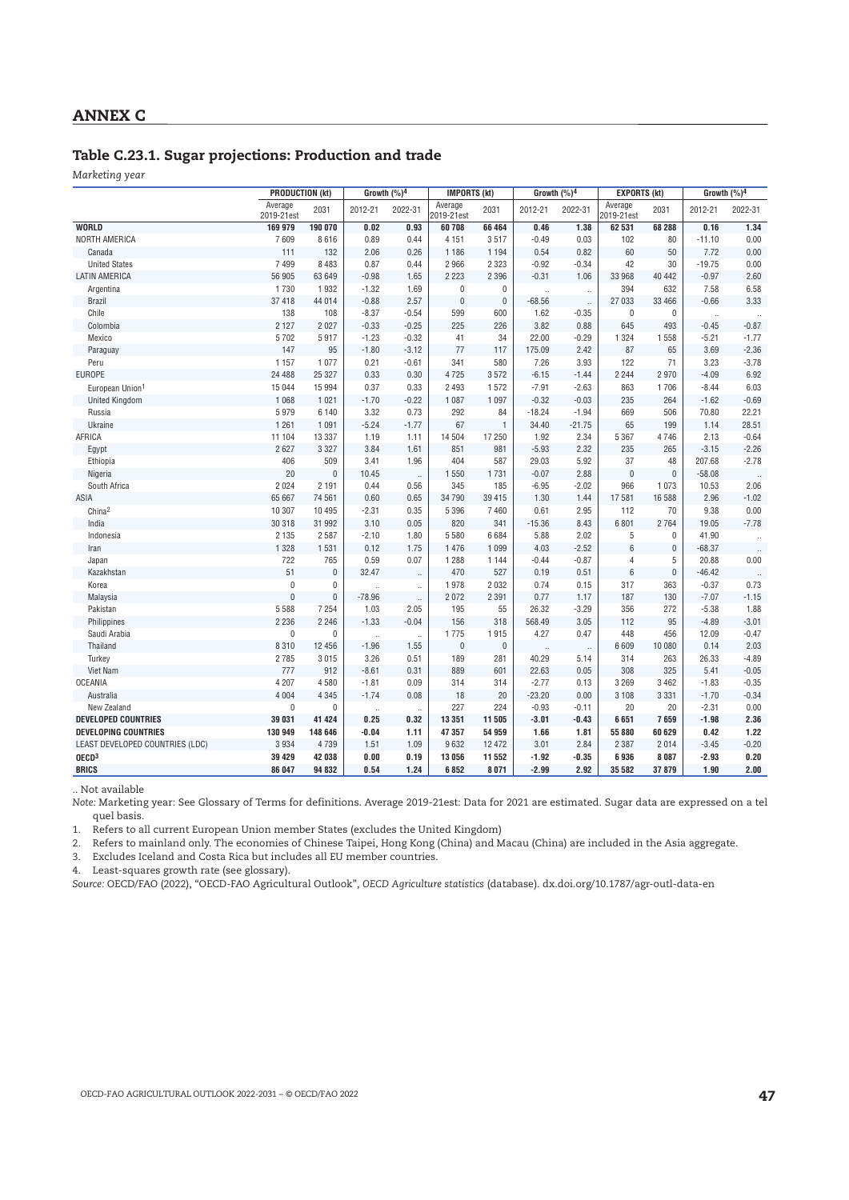## ANNEX C

### Table C.23.1. Sugar projections: Production and trade

*Marketing year*

| | PRODUCTION (kt) | | Growth (%)[4] | | IMPORTS (kt) | | Growth (%)[4] | | EXPORTS (kt) | | Growth (%)[4] | |
|---|---|---|---|---|---|---|---|---|---|---|---|---|
| | Average 2019-21est | 2031 | 2012-21 | 2022-31 | Average 2019-21est | 2031 | 2012-21 | 2022-31 | Average 2019-21est | 2031 | 2012-21 | 2022-31 |
| **WORLD** | **169 979** | **190 070** | **0.02** | **0.93** | **60 708** | **66 464** | **0.46** | **1.38** | **62 531** | **68 288** | **0.16** | **1.34** |
| NORTH AMERICA | 7 609 | 8 616 | 0.89 | 0.44 | 4 151 | 3 517 | -0.49 | 0.03 | 102 | 80 | -11.10 | 0.00 |
| Canada | 111 | 132 | 2.06 | 0.26 | 1 186 | 1 194 | 0.54 | 0.82 | 60 | 50 | 7.72 | 0.00 |
| United States | 7 499 | 8 483 | 0.87 | 0.44 | 2 966 | 2 323 | -0.92 | -0.34 | 42 | 30 | -19.75 | 0.00 |
| LATIN AMERICA | 56 905 | 63 649 | -0.98 | 1.65 | 2 223 | 2 396 | -0.31 | 1.06 | 33 968 | 40 442 | -0.97 | 2.60 |
| Argentina | 1 730 | 1 932 | -1.32 | 1.69 | 0 | 0 | .. | .. | 394 | 632 | 7.58 | 6.58 |
| Brazil | 37 418 | 44 014 | -0.88 | 2.57 | 0 | 0 | -68.56 | .. | 27 033 | 33 466 | -0.66 | 3.33 |
| Chile | 138 | 108 | -8.37 | -0.54 | 599 | 600 | 1.62 | -0.35 | 0 | 0 | .. | .. |
| Colombia | 2 127 | 2 027 | -0.33 | -0.25 | 225 | 226 | 3.82 | 0.88 | 645 | 493 | -0.45 | -0.87 |
| Mexico | 5 702 | 5 917 | -1.23 | -0.32 | 41 | 34 | 22.00 | -0.29 | 1 324 | 1 558 | -5.21 | -1.77 |
| Paraguay | 147 | 95 | -1.80 | -3.12 | 77 | 117 | 175.09 | 2.42 | 87 | 65 | 3.69 | -2.36 |
| Peru | 1 157 | 1 077 | 0.21 | -0.61 | 341 | 580 | 7.26 | 3.93 | 122 | 71 | 3.23 | -3.78 |
| EUROPE | 24 488 | 25 327 | 0.33 | 0.30 | 4 725 | 3 572 | -6.15 | -1.44 | 2 244 | 2 970 | -4.09 | 6.92 |
| European Union[1] | 15 044 | 15 994 | 0.37 | 0.33 | 2 493 | 1 572 | -7.91 | -2.63 | 863 | 1 706 | -8.44 | 6.03 |
| United Kingdom | 1 068 | 1 021 | -1.70 | -0.22 | 1 087 | 1 097 | -0.32 | -0.03 | 235 | 264 | -1.62 | -0.69 |
| Russia | 5 979 | 6 140 | 3.32 | 0.73 | 292 | 84 | -18.24 | -1.94 | 669 | 506 | 70.80 | 22.21 |
| Ukraine | 1 261 | 1 091 | -5.24 | -1.77 | 67 | 1 | 34.40 | -21.75 | 65 | 199 | 1.14 | 28.51 |
| AFRICA | 11 104 | 13 337 | 1.19 | 1.11 | 14 504 | 17 250 | 1.92 | 2.34 | 5 367 | 4 746 | 2.13 | -0.64 |
| Egypt | 2 627 | 3 327 | 3.84 | 1.61 | 851 | 981 | -5.93 | 2.32 | 235 | 265 | -3.15 | -2.26 |
| Ethiopia | 406 | 509 | 3.41 | 1.96 | 404 | 587 | 29.03 | 5.92 | 37 | 48 | 207.68 | -2.78 |
| Nigeria | 20 | 0 | 10.45 | .. | 1 550 | 1 731 | -0.07 | 2.88 | 0 | 0 | -58.08 | .. |
| South Africa | 2 024 | 2 191 | 0.44 | 0.56 | 345 | 185 | -6.95 | -2.02 | 966 | 1 073 | 10.53 | 2.06 |
| ASIA | 65 667 | 74 561 | 0.60 | 0.65 | 34 790 | 39 415 | 1.30 | 1.44 | 17 581 | 16 588 | 2.96 | -1.02 |
| China[2] | 10 307 | 10 495 | -2.31 | 0.35 | 5 396 | 7 460 | 0.61 | 2.95 | 112 | 70 | 9.38 | 0.00 |
| India | 30 318 | 31 992 | 3.10 | 0.05 | 820 | 341 | -15.36 | 8.43 | 6 801 | 2 764 | 19.05 | -7.78 |
| Indonesia | 2 135 | 2 587 | -2.10 | 1.80 | 5 580 | 6 684 | 5.88 | 2.02 | 5 | 0 | 41.90 | .. |
| Iran | 1 328 | 1 531 | 0.12 | 1.75 | 1 476 | 1 099 | 4.03 | -2.52 | 6 | 0 | -68.37 | .. |
| Japan | 722 | 765 | 0.59 | 0.07 | 1 288 | 1 144 | -0.44 | -0.87 | 4 | 5 | 20.88 | 0.00 |
| Kazakhstan | 51 | 0 | 32.47 | .. | 470 | 527 | 0.19 | 0.51 | 6 | 0 | -46.42 | .. |
| Korea | 0 | 0 | .. | .. | 1 978 | 2 032 | 0.74 | 0.15 | 317 | 363 | -0.37 | 0.73 |
| Malaysia | 0 | 0 | -78.96 | .. | 2 072 | 2 391 | 0.77 | 1.17 | 187 | 130 | -7.07 | -1.15 |
| Pakistan | 5 588 | 7 254 | 1.03 | 2.05 | 195 | 55 | 26.32 | -3.29 | 356 | 272 | -5.38 | 1.88 |
| Philippines | 2 236 | 2 246 | -1.33 | -0.04 | 156 | 318 | 568.49 | 3.05 | 112 | 95 | -4.89 | -3.01 |
| Saudi Arabia | 0 | 0 | .. | .. | 1 775 | 1 915 | 4.27 | 0.47 | 448 | 456 | 12.09 | -0.47 |
| Thailand | 8 310 | 12 456 | -1.96 | 1.55 | 0 | 0 | .. | .. | 6 609 | 10 080 | 0.14 | 2.03 |
| Turkey | 2 785 | 3 015 | 3.26 | 0.51 | 189 | 281 | 40.29 | 5.14 | 314 | 263 | 26.33 | -4.89 |
| Viet Nam | 777 | 912 | -8.61 | 0.31 | 889 | 601 | 22.63 | 0.05 | 308 | 325 | 5.41 | -0.05 |
| OCEANIA | 4 207 | 4 580 | -1.81 | 0.09 | 314 | 314 | -2.77 | 0.13 | 3 269 | 3 462 | -1.83 | -0.35 |
| Australia | 4 004 | 4 345 | -1.74 | 0.08 | 18 | 20 | -23.20 | 0.00 | 3 108 | 3 331 | -1.70 | -0.34 |
| New Zealand | 0 | 0 | .. | .. | 227 | 224 | -0.93 | -0.11 | 20 | 20 | -2.31 | 0.00 |
| **DEVELOPED COUNTRIES** | **39 031** | **41 424** | **0.25** | **0.32** | **13 351** | **11 505** | **-3.01** | **-0.43** | **6 651** | **7 659** | **-1.98** | **2.36** |
| **DEVELOPING COUNTRIES** | **130 949** | **148 646** | **-0.04** | **1.11** | **47 357** | **54 959** | **1.66** | **1.81** | **55 880** | **60 629** | **0.42** | **1.22** |
| LEAST DEVELOPED COUNTRIES (LDC) | 3 934 | 4 739 | 1.51 | 1.09 | 9 632 | 12 472 | 3.01 | 2.84 | 2 387 | 2 014 | -3.45 | -0.20 |
| **OECD[3]** | **39 429** | **42 038** | **0.00** | **0.19** | **13 056** | **11 552** | **-1.92** | **-0.35** | **6 936** | **8 087** | **-2.93** | **0.20** |
| **BRICS** | **86 047** | **94 832** | **0.54** | **1.24** | **6 852** | **8 071** | **-2.99** | **2.92** | **35 582** | **37 879** | **1.90** | **2.00** |

.. Not available

*Note:* Marketing year: See Glossary of Terms for definitions. Average 2019-21est: Data for 2021 are estimated. Sugar data are expressed on a tel quel basis.

1. Refers to all current European Union member States (excludes the United Kingdom)
2. Refers to mainland only. The economies of Chinese Taipei, Hong Kong (China) and Macau (China) are included in the Asia aggregate.
3. Excludes Iceland and Costa Rica but includes all EU member countries.
4. Least-squares growth rate (see glossary).

*Source:* OECD/FAO (2022), "OECD-FAO Agricultural Outlook", *OECD Agriculture statistics* (database). dx.doi.org/10.1787/agr-outl-data-en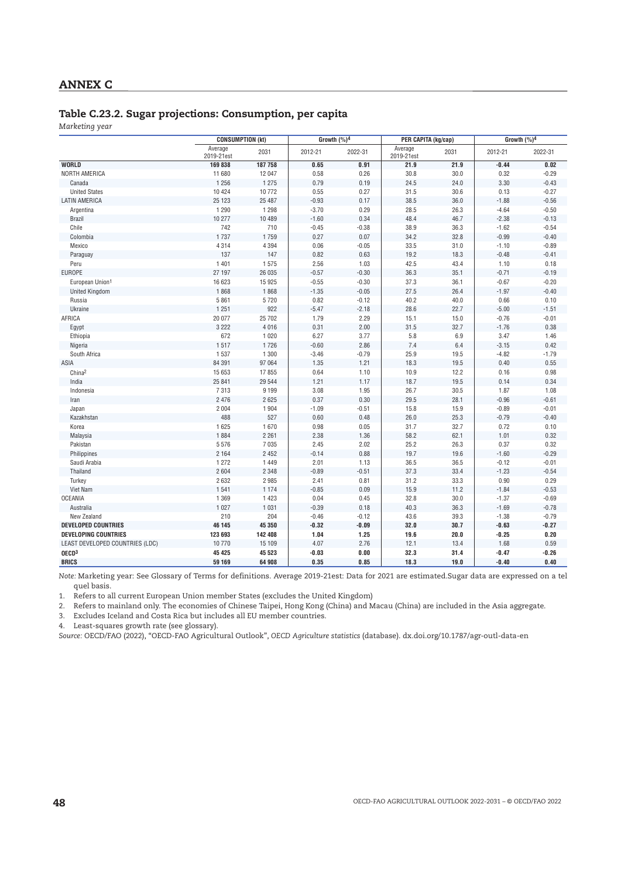## ANNEX C

### Table C.23.2. Sugar projections: Consumption, per capita

*Marketing year*

| | CONSUMPTION (kt) | | Growth (%)[4] | | PER CAPITA (kg/cap) | | Growth (%)[4] | |
|---|---|---|---|---|---|---|---|---|
| | Average 2019-21est | 2031 | 2012-21 | 2022-31 | Average 2019-21est | 2031 | 2012-21 | 2022-31 |
| **WORLD** | **169 838** | **187 758** | **0.65** | **0.91** | **21.9** | **21.9** | **-0.44** | **0.02** |
| NORTH AMERICA | 11 680 | 12 047 | 0.58 | 0.26 | 30.8 | 30.0 | 0.32 | -0.29 |
| Canada | 1 256 | 1 275 | 0.79 | 0.19 | 24.5 | 24.0 | 3.30 | -0.43 |
| United States | 10 424 | 10 772 | 0.55 | 0.27 | 31.5 | 30.6 | 0.13 | -0.27 |
| LATIN AMERICA | 25 123 | 25 487 | -0.93 | 0.17 | 38.5 | 36.0 | -1.88 | -0.56 |
| Argentina | 1 290 | 1 298 | -3.70 | 0.29 | 28.5 | 26.3 | -4.64 | -0.50 |
| Brazil | 10 277 | 10 489 | -1.60 | 0.34 | 48.4 | 46.7 | -2.38 | -0.13 |
| Chile | 742 | 710 | -0.45 | -0.38 | 38.9 | 36.3 | -1.62 | -0.54 |
| Colombia | 1 737 | 1 759 | 0.27 | 0.07 | 34.2 | 32.8 | -0.99 | -0.40 |
| Mexico | 4 314 | 4 394 | 0.06 | -0.05 | 33.5 | 31.0 | -1.10 | -0.89 |
| Paraguay | 137 | 147 | 0.82 | 0.63 | 19.2 | 18.3 | -0.48 | -0.41 |
| Peru | 1 401 | 1 575 | 2.56 | 1.03 | 42.5 | 43.4 | 1.10 | 0.18 |
| EUROPE | 27 197 | 26 035 | -0.57 | -0.30 | 36.3 | 35.1 | -0.71 | -0.19 |
| European Union[1] | 16 623 | 15 925 | -0.55 | -0.30 | 37.3 | 36.1 | -0.67 | -0.20 |
| United Kingdom | 1 868 | 1 868 | -1.35 | -0.05 | 27.5 | 26.4 | -1.97 | -0.40 |
| Russia | 5 861 | 5 720 | 0.82 | -0.12 | 40.2 | 40.0 | 0.66 | 0.10 |
| Ukraine | 1 251 | 922 | -5.47 | -2.18 | 28.6 | 22.7 | -5.00 | -1.51 |
| AFRICA | 20 077 | 25 702 | 1.79 | 2.29 | 15.1 | 15.0 | -0.76 | -0.01 |
| Egypt | 3 222 | 4 016 | 0.31 | 2.00 | 31.5 | 32.7 | -1.76 | 0.38 |
| Ethiopia | 672 | 1 020 | 6.27 | 3.77 | 5.8 | 6.9 | 3.47 | 1.46 |
| Nigeria | 1 517 | 1 726 | -0.60 | 2.86 | 7.4 | 6.4 | -3.15 | 0.42 |
| South Africa | 1 537 | 1 300 | -3.46 | -0.79 | 25.9 | 19.5 | -4.82 | -1.79 |
| ASIA | 84 391 | 97 064 | 1.35 | 1.21 | 18.3 | 19.5 | 0.40 | 0.55 |
| China[2] | 15 653 | 17 855 | 0.64 | 1.10 | 10.9 | 12.2 | 0.16 | 0.98 |
| India | 25 841 | 29 544 | 1.21 | 1.17 | 18.7 | 19.5 | 0.14 | 0.34 |
| Indonesia | 7 313 | 9 199 | 3.08 | 1.95 | 26.7 | 30.5 | 1.87 | 1.08 |
| Iran | 2 476 | 2 625 | 0.37 | 0.30 | 29.5 | 28.1 | -0.96 | -0.61 |
| Japan | 2 004 | 1 904 | -1.09 | -0.51 | 15.8 | 15.9 | -0.89 | -0.01 |
| Kazakhstan | 488 | 527 | 0.60 | 0.48 | 26.0 | 25.3 | -0.79 | -0.40 |
| Korea | 1 625 | 1 670 | 0.98 | 0.05 | 31.7 | 32.7 | 0.72 | 0.10 |
| Malaysia | 1 884 | 2 261 | 2.38 | 1.36 | 58.2 | 62.1 | 1.01 | 0.32 |
| Pakistan | 5 576 | 7 035 | 2.45 | 2.02 | 25.2 | 26.3 | 0.37 | 0.32 |
| Philippines | 2 164 | 2 452 | -0.14 | 0.88 | 19.7 | 19.6 | -1.60 | -0.29 |
| Saudi Arabia | 1 272 | 1 449 | 2.01 | 1.13 | 36.5 | 36.5 | -0.12 | -0.01 |
| Thailand | 2 604 | 2 348 | -0.89 | -0.51 | 37.3 | 33.4 | -1.23 | -0.54 |
| Turkey | 2 632 | 2 985 | 2.41 | 0.81 | 31.2 | 33.3 | 0.90 | 0.29 |
| Viet Nam | 1 541 | 1 174 | -0.85 | 0.09 | 15.9 | 11.2 | -1.84 | -0.53 |
| OCEANIA | 1 369 | 1 423 | 0.04 | 0.45 | 32.8 | 30.0 | -1.37 | -0.69 |
| Australia | 1 027 | 1 031 | -0.39 | 0.18 | 40.3 | 36.3 | -1.69 | -0.78 |
| New Zealand | 210 | 204 | -0.46 | -0.12 | 43.6 | 39.3 | -1.38 | -0.79 |
| **DEVELOPED COUNTRIES** | **46 145** | **45 350** | **-0.32** | **-0.09** | **32.0** | **30.7** | **-0.63** | **-0.27** |
| **DEVELOPING COUNTRIES** | **123 693** | **142 408** | **1.04** | **1.25** | **19.6** | **20.0** | **-0.25** | **0.20** |
| LEAST DEVELOPED COUNTRIES (LDC) | 10 770 | 15 109 | 4.07 | 2.76 | 12.1 | 13.4 | 1.68 | 0.59 |
| **OECD[3]** | **45 425** | **45 523** | **-0.03** | **0.00** | **32.3** | **31.4** | **-0.47** | **-0.26** |
| **BRICS** | **59 169** | **64 908** | **0.35** | **0.85** | **18.3** | **19.0** | **-0.40** | **0.40** |

*Note:* Marketing year: See Glossary of Terms for definitions. Average 2019-21est: Data for 2021 are estimated.Sugar data are expressed on a tel quel basis.

1. Refers to all current European Union member States (excludes the United Kingdom)
2. Refers to mainland only. The economies of Chinese Taipei, Hong Kong (China) and Macau (China) are included in the Asia aggregate.
3. Excludes Iceland and Costa Rica but includes all EU member countries.
4. Least-squares growth rate (see glossary).

*Source:* OECD/FAO (2022), "OECD-FAO Agricultural Outlook", *OECD Agriculture statistics* (database). dx.doi.org/10.1787/agr-outl-data-en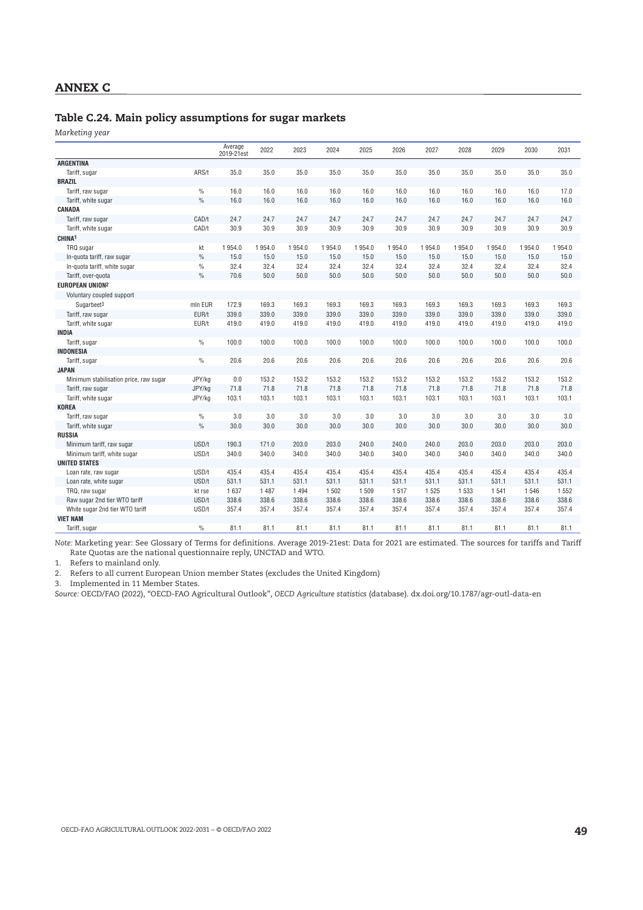## ANNEX C

### Table C.24. Main policy assumptions for sugar markets

*Marketing year*

| | | Average 2019-21est | 2022 | 2023 | 2024 | 2025 | 2026 | 2027 | 2028 | 2029 | 2030 | 2031 |
|---|---|---|---|---|---|---|---|---|---|---|---|---|
| **ARGENTINA** | | | | | | | | | | | | |
| Tariff, sugar | ARS/t | 35.0 | 35.0 | 35.0 | 35.0 | 35.0 | 35.0 | 35.0 | 35.0 | 35.0 | 35.0 | 35.0 |
| **BRAZIL** | | | | | | | | | | | | |
| Tariff, raw sugar | % | 16.0 | 16.0 | 16.0 | 16.0 | 16.0 | 16.0 | 16.0 | 16.0 | 16.0 | 16.0 | 17.0 |
| Tariff, white sugar | % | 16.0 | 16.0 | 16.0 | 16.0 | 16.0 | 16.0 | 16.0 | 16.0 | 16.0 | 16.0 | 16.0 |
| **CANADA** | | | | | | | | | | | | |
| Tariff, raw sugar | CAD/t | 24.7 | 24.7 | 24.7 | 24.7 | 24.7 | 24.7 | 24.7 | 24.7 | 24.7 | 24.7 | 24.7 |
| Tariff, white sugar | CAD/t | 30.9 | 30.9 | 30.9 | 30.9 | 30.9 | 30.9 | 30.9 | 30.9 | 30.9 | 30.9 | 30.9 |
| **CHINA**[1] | | | | | | | | | | | | |
| TRQ sugar | kt | 1 954.0 | 1 954.0 | 1 954.0 | 1 954.0 | 1 954.0 | 1 954.0 | 1 954.0 | 1 954.0 | 1 954.0 | 1 954.0 | 1 954.0 |
| In-quota tariff, raw sugar | % | 15.0 | 15.0 | 15.0 | 15.0 | 15.0 | 15.0 | 15.0 | 15.0 | 15.0 | 15.0 | 15.0 |
| In-quota tariff, white sugar | % | 32.4 | 32.4 | 32.4 | 32.4 | 32.4 | 32.4 | 32.4 | 32.4 | 32.4 | 32.4 | 32.4 |
| Tariff, over-quota | % | 70.6 | 50.0 | 50.0 | 50.0 | 50.0 | 50.0 | 50.0 | 50.0 | 50.0 | 50.0 | 50.0 |
| **EUROPEAN UNION**[2] | | | | | | | | | | | | |
| Voluntary coupled support | | | | | | | | | | | | |
| Sugarbeet[3] | mln EUR | 172.9 | 169.3 | 169.3 | 169.3 | 169.3 | 169.3 | 169.3 | 169.3 | 169.3 | 169.3 | 169.3 |
| Tariff, raw sugar | EUR/t | 339.0 | 339.0 | 339.0 | 339.0 | 339.0 | 339.0 | 339.0 | 339.0 | 339.0 | 339.0 | 339.0 |
| Tariff, white sugar | EUR/t | 419.0 | 419.0 | 419.0 | 419.0 | 419.0 | 419.0 | 419.0 | 419.0 | 419.0 | 419.0 | 419.0 |
| **INDIA** | | | | | | | | | | | | |
| Tariff, sugar | % | 100.0 | 100.0 | 100.0 | 100.0 | 100.0 | 100.0 | 100.0 | 100.0 | 100.0 | 100.0 | 100.0 |
| **INDONESIA** | | | | | | | | | | | | |
| Tariff, sugar | % | 20.6 | 20.6 | 20.6 | 20.6 | 20.6 | 20.6 | 20.6 | 20.6 | 20.6 | 20.6 | 20.6 |
| **JAPAN** | | | | | | | | | | | | |
| Minimum stabilisation price, raw sugar | JPY/kg | 0.0 | 153.2 | 153.2 | 153.2 | 153.2 | 153.2 | 153.2 | 153.2 | 153.2 | 153.2 | 153.2 |
| Tariff, raw sugar | JPY/kg | 71.8 | 71.8 | 71.8 | 71.8 | 71.8 | 71.8 | 71.8 | 71.8 | 71.8 | 71.8 | 71.8 |
| Tariff, white sugar | JPY/kg | 103.1 | 103.1 | 103.1 | 103.1 | 103.1 | 103.1 | 103.1 | 103.1 | 103.1 | 103.1 | 103.1 |
| **KOREA** | | | | | | | | | | | | |
| Tariff, raw sugar | % | 3.0 | 3.0 | 3.0 | 3.0 | 3.0 | 3.0 | 3.0 | 3.0 | 3.0 | 3.0 | 3.0 |
| Tariff, white sugar | % | 30.0 | 30.0 | 30.0 | 30.0 | 30.0 | 30.0 | 30.0 | 30.0 | 30.0 | 30.0 | 30.0 |
| **RUSSIA** | | | | | | | | | | | | |
| Minimum tariff, raw sugar | USD/t | 190.3 | 171.0 | 203.0 | 203.0 | 240.0 | 240.0 | 240.0 | 203.0 | 203.0 | 203.0 | 203.0 |
| Minimum tariff, white sugar | USD/t | 340.0 | 340.0 | 340.0 | 340.0 | 340.0 | 340.0 | 340.0 | 340.0 | 340.0 | 340.0 | 340.0 |
| **UNITED STATES** | | | | | | | | | | | | |
| Loan rate, raw sugar | USD/t | 435.4 | 435.4 | 435.4 | 435.4 | 435.4 | 435.4 | 435.4 | 435.4 | 435.4 | 435.4 | 435.4 |
| Loan rate, white sugar | USD/t | 531.1 | 531.1 | 531.1 | 531.1 | 531.1 | 531.1 | 531.1 | 531.1 | 531.1 | 531.1 | 531.1 |
| TRQ, raw sugar | kt rse | 1 637 | 1 487 | 1 494 | 1 502 | 1 509 | 1 517 | 1 525 | 1 533 | 1 541 | 1 546 | 1 552 |
| Raw sugar 2nd tier WTO tariff | USD/t | 338.6 | 338.6 | 338.6 | 338.6 | 338.6 | 338.6 | 338.6 | 338.6 | 338.6 | 338.6 | 338.6 |
| White sugar 2nd tier WTO tariff | USD/t | 357.4 | 357.4 | 357.4 | 357.4 | 357.4 | 357.4 | 357.4 | 357.4 | 357.4 | 357.4 | 357.4 |
| **VIET NAM** | | | | | | | | | | | | |
| Tariff, sugar | % | 81.1 | 81.1 | 81.1 | 81.1 | 81.1 | 81.1 | 81.1 | 81.1 | 81.1 | 81.1 | 81.1 |

*Note:* Marketing year: See Glossary of Terms for definitions. Average 2019-21est: Data for 2021 are estimated. The sources for tariffs and Tariff Rate Quotas are the national questionnaire reply, UNCTAD and WTO.

1. Refers to mainland only.
2. Refers to all current European Union member States (excludes the United Kingdom)
3. Implemented in 11 Member States.

*Source:* OECD/FAO (2022), "OECD-FAO Agricultural Outlook", *OECD Agriculture statistics* (database). dx.doi.org/10.1787/agr-outl-data-en